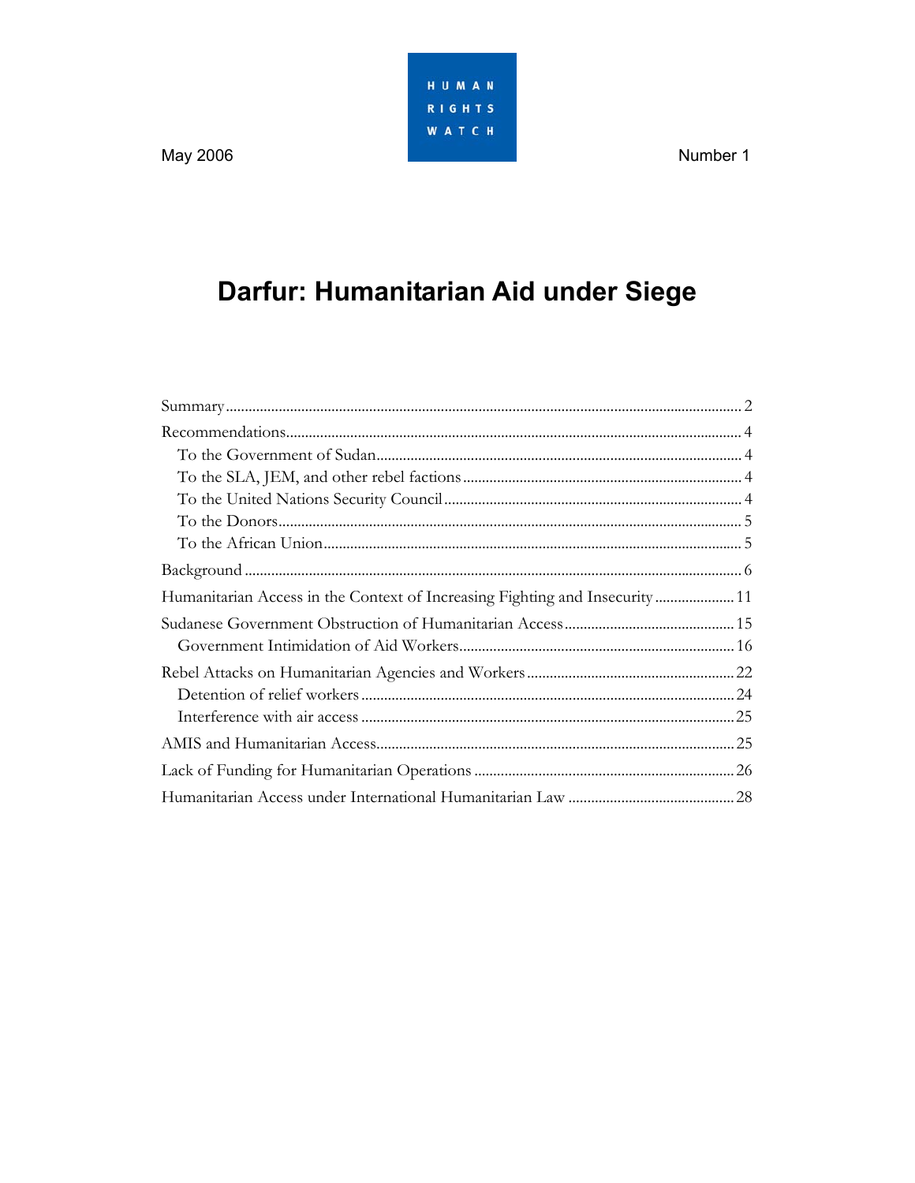HUMAN RIGHTS WATCH

May 2006 | Number 1

# Darfur: Humanitarian Aid under Siege

- Summary ........ 2
- Recommendations ........ 4
  - To the Government of Sudan ........ 4
  - To the SLA, JEM, and other rebel factions ........ 4
  - To the United Nations Security Council ........ 4
  - To the Donors ........ 5
  - To the African Union ........ 5
- Background ........ 6
- Humanitarian Access in the Context of Increasing Fighting and Insecurity ........ 11
- Sudanese Government Obstruction of Humanitarian Access ........ 15
  - Government Intimidation of Aid Workers ........ 16
- Rebel Attacks on Humanitarian Agencies and Workers ........ 22
  - Detention of relief workers ........ 24
  - Interference with air access ........ 25
- AMIS and Humanitarian Access ........ 25
- Lack of Funding for Humanitarian Operations ........ 26
- Humanitarian Access under International Humanitarian Law ........ 28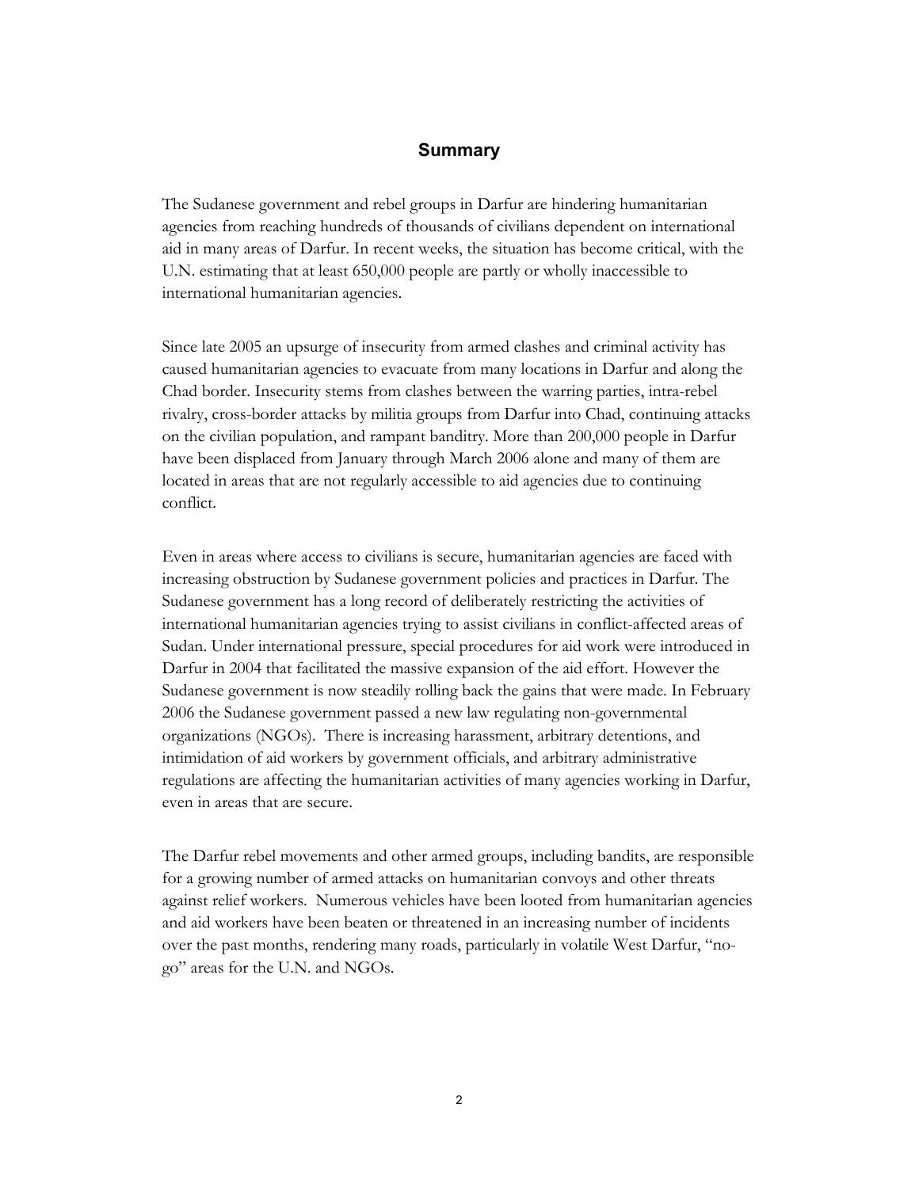## Summary

The Sudanese government and rebel groups in Darfur are hindering humanitarian agencies from reaching hundreds of thousands of civilians dependent on international aid in many areas of Darfur. In recent weeks, the situation has become critical, with the U.N. estimating that at least 650,000 people are partly or wholly inaccessible to international humanitarian agencies.

Since late 2005 an upsurge of insecurity from armed clashes and criminal activity has caused humanitarian agencies to evacuate from many locations in Darfur and along the Chad border. Insecurity stems from clashes between the warring parties, intra-rebel rivalry, cross-border attacks by militia groups from Darfur into Chad, continuing attacks on the civilian population, and rampant banditry. More than 200,000 people in Darfur have been displaced from January through March 2006 alone and many of them are located in areas that are not regularly accessible to aid agencies due to continuing conflict.

Even in areas where access to civilians is secure, humanitarian agencies are faced with increasing obstruction by Sudanese government policies and practices in Darfur. The Sudanese government has a long record of deliberately restricting the activities of international humanitarian agencies trying to assist civilians in conflict-affected areas of Sudan. Under international pressure, special procedures for aid work were introduced in Darfur in 2004 that facilitated the massive expansion of the aid effort. However the Sudanese government is now steadily rolling back the gains that were made. In February 2006 the Sudanese government passed a new law regulating non-governmental organizations (NGOs). There is increasing harassment, arbitrary detentions, and intimidation of aid workers by government officials, and arbitrary administrative regulations are affecting the humanitarian activities of many agencies working in Darfur, even in areas that are secure.

The Darfur rebel movements and other armed groups, including bandits, are responsible for a growing number of armed attacks on humanitarian convoys and other threats against relief workers. Numerous vehicles have been looted from humanitarian agencies and aid workers have been beaten or threatened in an increasing number of incidents over the past months, rendering many roads, particularly in volatile West Darfur, "no-go" areas for the U.N. and NGOs.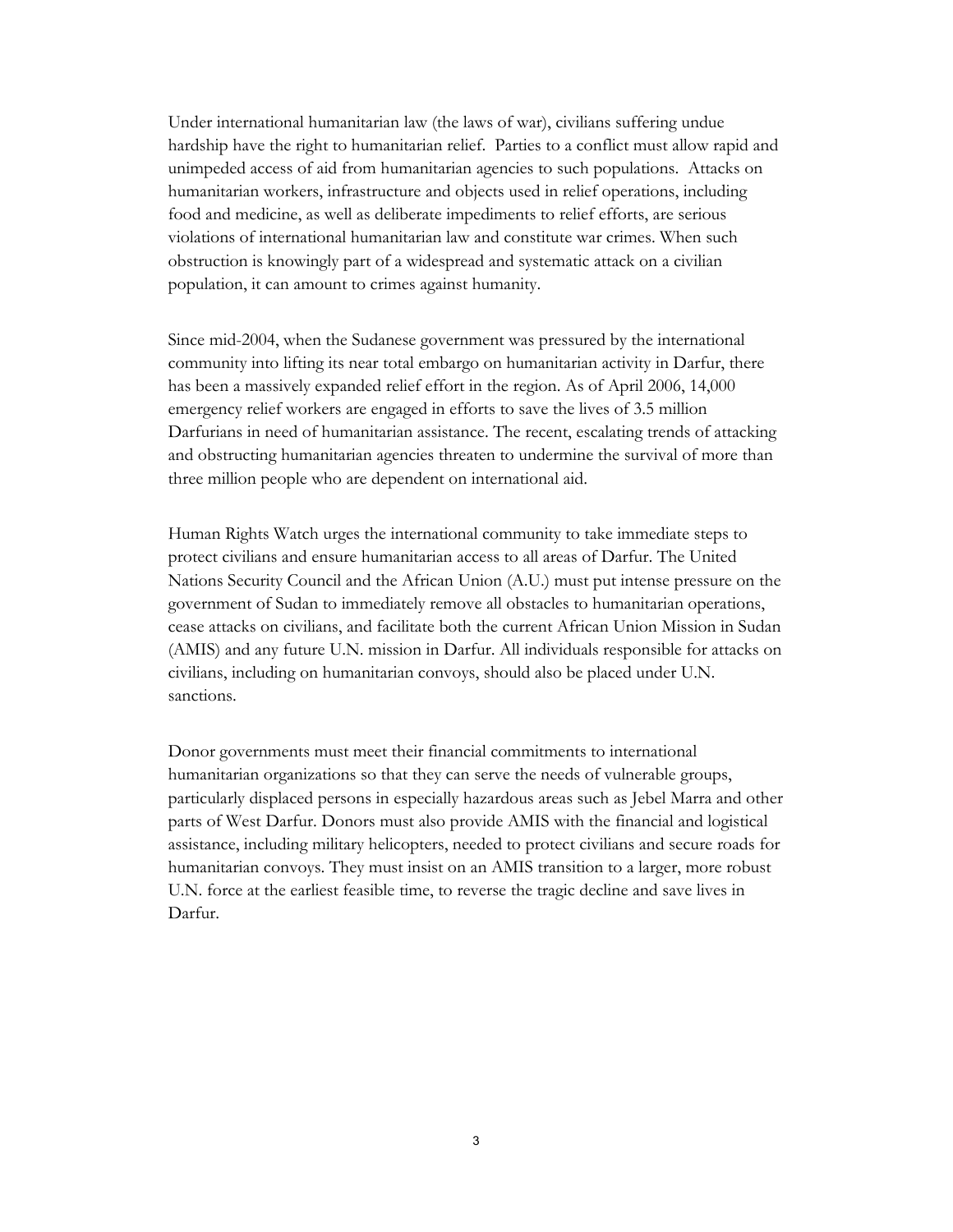Under international humanitarian law (the laws of war), civilians suffering undue hardship have the right to humanitarian relief. Parties to a conflict must allow rapid and unimpeded access of aid from humanitarian agencies to such populations. Attacks on humanitarian workers, infrastructure and objects used in relief operations, including food and medicine, as well as deliberate impediments to relief efforts, are serious violations of international humanitarian law and constitute war crimes. When such obstruction is knowingly part of a widespread and systematic attack on a civilian population, it can amount to crimes against humanity.

Since mid-2004, when the Sudanese government was pressured by the international community into lifting its near total embargo on humanitarian activity in Darfur, there has been a massively expanded relief effort in the region. As of April 2006, 14,000 emergency relief workers are engaged in efforts to save the lives of 3.5 million Darfurians in need of humanitarian assistance. The recent, escalating trends of attacking and obstructing humanitarian agencies threaten to undermine the survival of more than three million people who are dependent on international aid.

Human Rights Watch urges the international community to take immediate steps to protect civilians and ensure humanitarian access to all areas of Darfur. The United Nations Security Council and the African Union (A.U.) must put intense pressure on the government of Sudan to immediately remove all obstacles to humanitarian operations, cease attacks on civilians, and facilitate both the current African Union Mission in Sudan (AMIS) and any future U.N. mission in Darfur. All individuals responsible for attacks on civilians, including on humanitarian convoys, should also be placed under U.N. sanctions.

Donor governments must meet their financial commitments to international humanitarian organizations so that they can serve the needs of vulnerable groups, particularly displaced persons in especially hazardous areas such as Jebel Marra and other parts of West Darfur. Donors must also provide AMIS with the financial and logistical assistance, including military helicopters, needed to protect civilians and secure roads for humanitarian convoys. They must insist on an AMIS transition to a larger, more robust U.N. force at the earliest feasible time, to reverse the tragic decline and save lives in Darfur.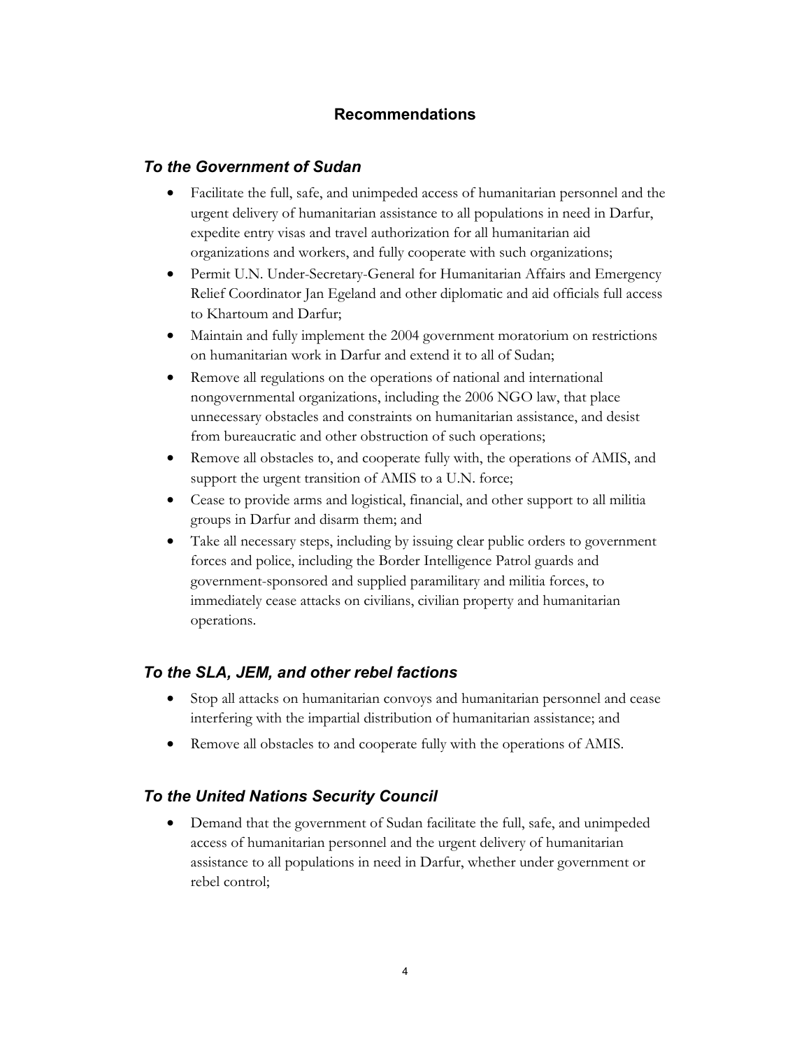## Recommendations

### *To the Government of Sudan*

- Facilitate the full, safe, and unimpeded access of humanitarian personnel and the urgent delivery of humanitarian assistance to all populations in need in Darfur, expedite entry visas and travel authorization for all humanitarian aid organizations and workers, and fully cooperate with such organizations;
- Permit U.N. Under-Secretary-General for Humanitarian Affairs and Emergency Relief Coordinator Jan Egeland and other diplomatic and aid officials full access to Khartoum and Darfur;
- Maintain and fully implement the 2004 government moratorium on restrictions on humanitarian work in Darfur and extend it to all of Sudan;
- Remove all regulations on the operations of national and international nongovernmental organizations, including the 2006 NGO law, that place unnecessary obstacles and constraints on humanitarian assistance, and desist from bureaucratic and other obstruction of such operations;
- Remove all obstacles to, and cooperate fully with, the operations of AMIS, and support the urgent transition of AMIS to a U.N. force;
- Cease to provide arms and logistical, financial, and other support to all militia groups in Darfur and disarm them; and
- Take all necessary steps, including by issuing clear public orders to government forces and police, including the Border Intelligence Patrol guards and government-sponsored and supplied paramilitary and militia forces, to immediately cease attacks on civilians, civilian property and humanitarian operations.

### *To the SLA, JEM, and other rebel factions*

- Stop all attacks on humanitarian convoys and humanitarian personnel and cease interfering with the impartial distribution of humanitarian assistance; and
- Remove all obstacles to and cooperate fully with the operations of AMIS.

### *To the United Nations Security Council*

- Demand that the government of Sudan facilitate the full, safe, and unimpeded access of humanitarian personnel and the urgent delivery of humanitarian assistance to all populations in need in Darfur, whether under government or rebel control;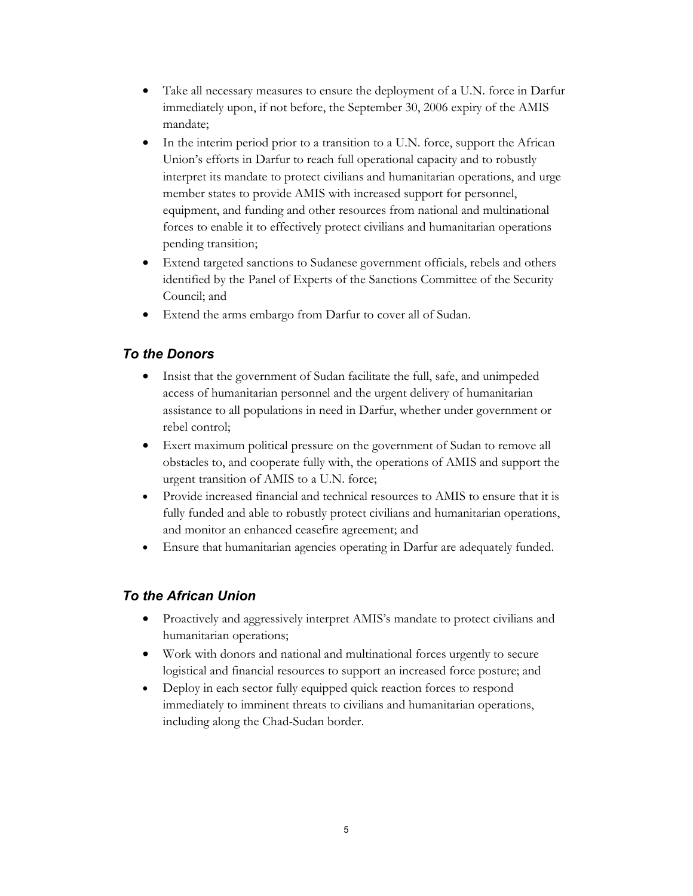- Take all necessary measures to ensure the deployment of a U.N. force in Darfur immediately upon, if not before, the September 30, 2006 expiry of the AMIS mandate;
- In the interim period prior to a transition to a U.N. force, support the African Union's efforts in Darfur to reach full operational capacity and to robustly interpret its mandate to protect civilians and humanitarian operations, and urge member states to provide AMIS with increased support for personnel, equipment, and funding and other resources from national and multinational forces to enable it to effectively protect civilians and humanitarian operations pending transition;
- Extend targeted sanctions to Sudanese government officials, rebels and others identified by the Panel of Experts of the Sanctions Committee of the Security Council; and
- Extend the arms embargo from Darfur to cover all of Sudan.

### *To the Donors*

- Insist that the government of Sudan facilitate the full, safe, and unimpeded access of humanitarian personnel and the urgent delivery of humanitarian assistance to all populations in need in Darfur, whether under government or rebel control;
- Exert maximum political pressure on the government of Sudan to remove all obstacles to, and cooperate fully with, the operations of AMIS and support the urgent transition of AMIS to a U.N. force;
- Provide increased financial and technical resources to AMIS to ensure that it is fully funded and able to robustly protect civilians and humanitarian operations, and monitor an enhanced ceasefire agreement; and
- Ensure that humanitarian agencies operating in Darfur are adequately funded.

### *To the African Union*

- Proactively and aggressively interpret AMIS's mandate to protect civilians and humanitarian operations;
- Work with donors and national and multinational forces urgently to secure logistical and financial resources to support an increased force posture; and
- Deploy in each sector fully equipped quick reaction forces to respond immediately to imminent threats to civilians and humanitarian operations, including along the Chad-Sudan border.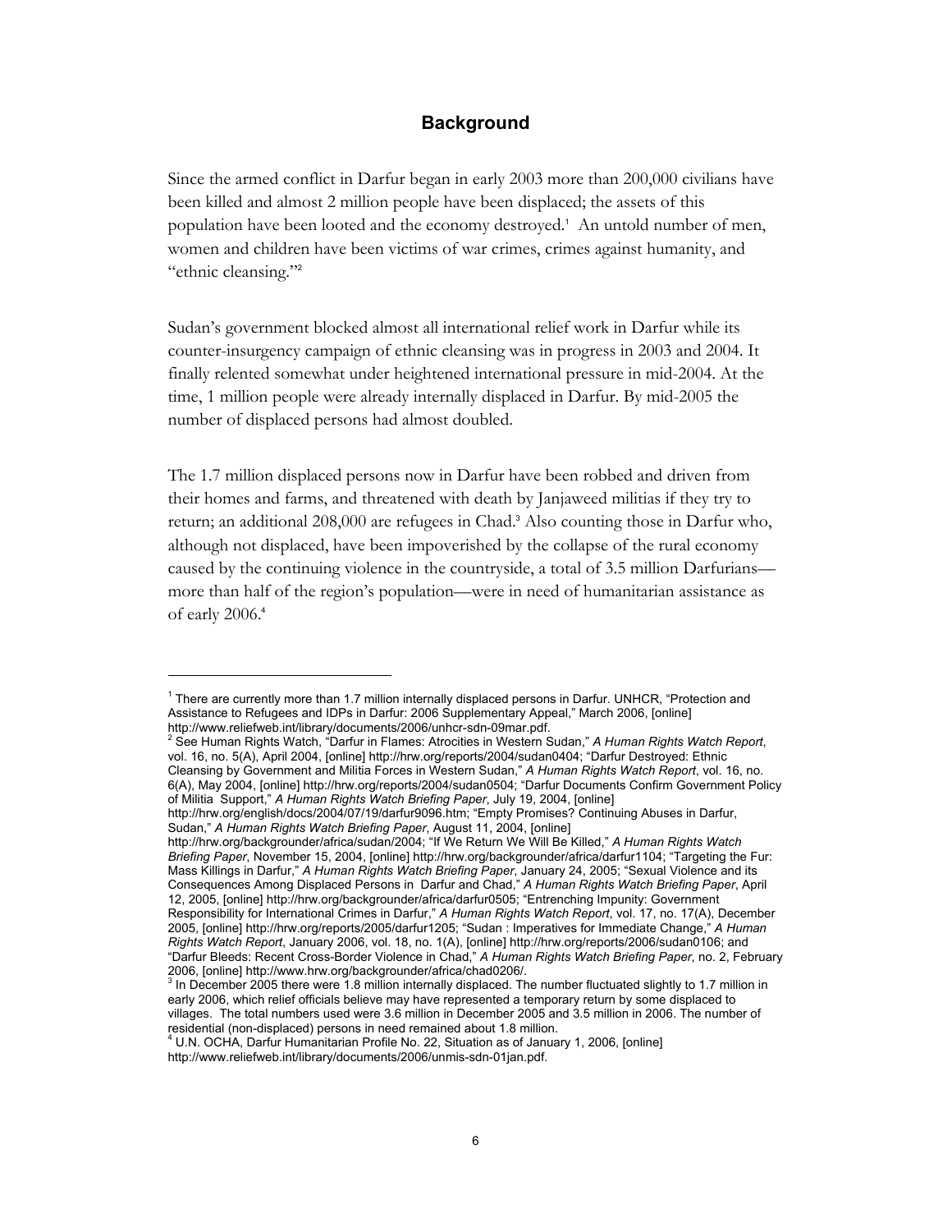## Background

Since the armed conflict in Darfur began in early 2003 more than 200,000 civilians have been killed and almost 2 million people have been displaced; the assets of this population have been looted and the economy destroyed.[1] An untold number of men, women and children have been victims of war crimes, crimes against humanity, and "ethnic cleansing."[2]

Sudan's government blocked almost all international relief work in Darfur while its counter-insurgency campaign of ethnic cleansing was in progress in 2003 and 2004. It finally relented somewhat under heightened international pressure in mid-2004. At the time, 1 million people were already internally displaced in Darfur. By mid-2005 the number of displaced persons had almost doubled.

The 1.7 million displaced persons now in Darfur have been robbed and driven from their homes and farms, and threatened with death by Janjaweed militias if they try to return; an additional 208,000 are refugees in Chad.[3] Also counting those in Darfur who, although not displaced, have been impoverished by the collapse of the rural economy caused by the continuing violence in the countryside, a total of 3.5 million Darfurians—more than half of the region's population—were in need of humanitarian assistance as of early 2006.[4]

---

[1] There are currently more than 1.7 million internally displaced persons in Darfur. UNHCR, "Protection and Assistance to Refugees and IDPs in Darfur: 2006 Supplementary Appeal," March 2006, [online] http://www.reliefweb.int/library/documents/2006/unhcr-sdn-09mar.pdf.

[2] See Human Rights Watch, "Darfur in Flames: Atrocities in Western Sudan," *A Human Rights Watch Report*, vol. 16, no. 5(A), April 2004, [online] http://hrw.org/reports/2004/sudan0404; "Darfur Destroyed: Ethnic Cleansing by Government and Militia Forces in Western Sudan," *A Human Rights Watch Report*, vol. 16, no. 6(A), May 2004, [online] http://hrw.org/reports/2004/sudan0504; "Darfur Documents Confirm Government Policy of Militia Support," *A Human Rights Watch Briefing Paper*, July 19, 2004, [online] http://hrw.org/english/docs/2004/07/19/darfur9096.htm; "Empty Promises? Continuing Abuses in Darfur, Sudan," *A Human Rights Watch Briefing Paper*, August 11, 2004, [online] http://hrw.org/backgrounder/africa/sudan/2004; "If We Return We Will Be Killed," *A Human Rights Watch Briefing Paper*, November 15, 2004, [online] http://hrw.org/backgrounder/africa/darfur1104; "Targeting the Fur: Mass Killings in Darfur," *A Human Rights Watch Briefing Paper*, January 24, 2005; "Sexual Violence and its Consequences Among Displaced Persons in Darfur and Chad," *A Human Rights Watch Briefing Paper*, April 12, 2005, [online] http://hrw.org/backgrounder/africa/darfur0505; "Entrenching Impunity: Government Responsibility for International Crimes in Darfur," *A Human Rights Watch Report*, vol. 17, no. 17(A), December 2005, [online] http://hrw.org/reports/2005/darfur1205; "Sudan : Imperatives for Immediate Change," *A Human Rights Watch Report*, January 2006, vol. 18, no. 1(A), [online] http://hrw.org/reports/2006/sudan0106; and "Darfur Bleeds: Recent Cross-Border Violence in Chad," *A Human Rights Watch Briefing Paper*, no. 2, February 2006, [online] http://www.hrw.org/backgrounder/africa/chad0206/.

[3] In December 2005 there were 1.8 million internally displaced. The number fluctuated slightly to 1.7 million in early 2006, which relief officials believe may have represented a temporary return by some displaced to villages. The total numbers used were 3.6 million in December 2005 and 3.5 million in 2006. The number of residential (non-displaced) persons in need remained about 1.8 million.

[4] U.N. OCHA, Darfur Humanitarian Profile No. 22, Situation as of January 1, 2006, [online] http://www.reliefweb.int/library/documents/2006/unmis-sdn-01jan.pdf.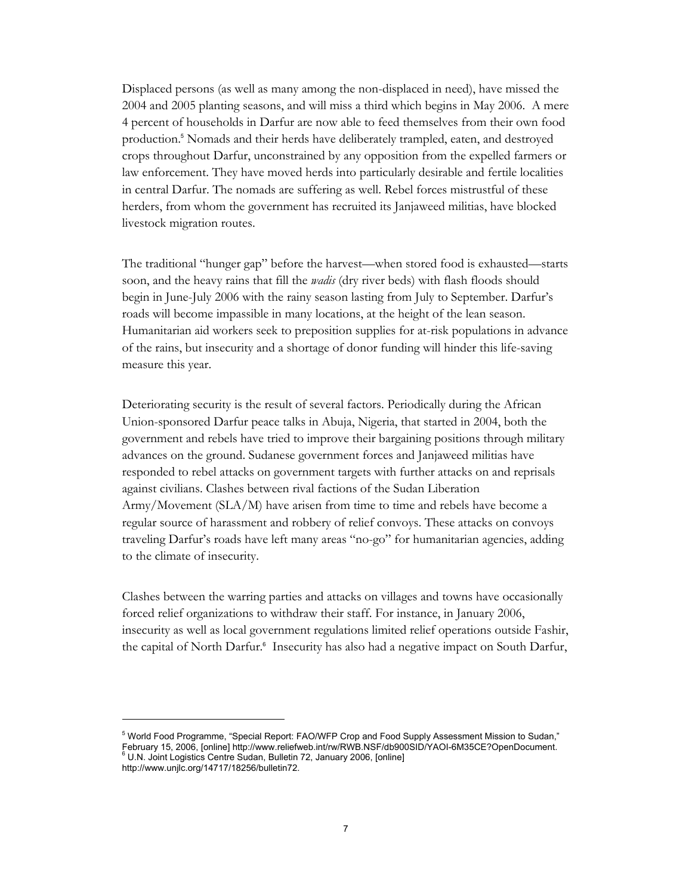Displaced persons (as well as many among the non-displaced in need), have missed the 2004 and 2005 planting seasons, and will miss a third which begins in May 2006. A mere 4 percent of households in Darfur are now able to feed themselves from their own food production.[5] Nomads and their herds have deliberately trampled, eaten, and destroyed crops throughout Darfur, unconstrained by any opposition from the expelled farmers or law enforcement. They have moved herds into particularly desirable and fertile localities in central Darfur. The nomads are suffering as well. Rebel forces mistrustful of these herders, from whom the government has recruited its Janjaweed militias, have blocked livestock migration routes.

The traditional "hunger gap" before the harvest—when stored food is exhausted—starts soon, and the heavy rains that fill the *wadis* (dry river beds) with flash floods should begin in June-July 2006 with the rainy season lasting from July to September. Darfur's roads will become impassible in many locations, at the height of the lean season. Humanitarian aid workers seek to preposition supplies for at-risk populations in advance of the rains, but insecurity and a shortage of donor funding will hinder this life-saving measure this year.

Deteriorating security is the result of several factors. Periodically during the African Union-sponsored Darfur peace talks in Abuja, Nigeria, that started in 2004, both the government and rebels have tried to improve their bargaining positions through military advances on the ground. Sudanese government forces and Janjaweed militias have responded to rebel attacks on government targets with further attacks on and reprisals against civilians. Clashes between rival factions of the Sudan Liberation Army/Movement (SLA/M) have arisen from time to time and rebels have become a regular source of harassment and robbery of relief convoys. These attacks on convoys traveling Darfur's roads have left many areas "no-go" for humanitarian agencies, adding to the climate of insecurity.

Clashes between the warring parties and attacks on villages and towns have occasionally forced relief organizations to withdraw their staff. For instance, in January 2006, insecurity as well as local government regulations limited relief operations outside Fashir, the capital of North Darfur.[6] Insecurity has also had a negative impact on South Darfur,

---

[5] World Food Programme, "Special Report: FAO/WFP Crop and Food Supply Assessment Mission to Sudan," February 15, 2006, [online] http://www.reliefweb.int/rw/RWB.NSF/db900SID/YAOI-6M35CE?OpenDocument.

[6] U.N. Joint Logistics Centre Sudan, Bulletin 72, January 2006, [online] http://www.unjlc.org/14717/18256/bulletin72.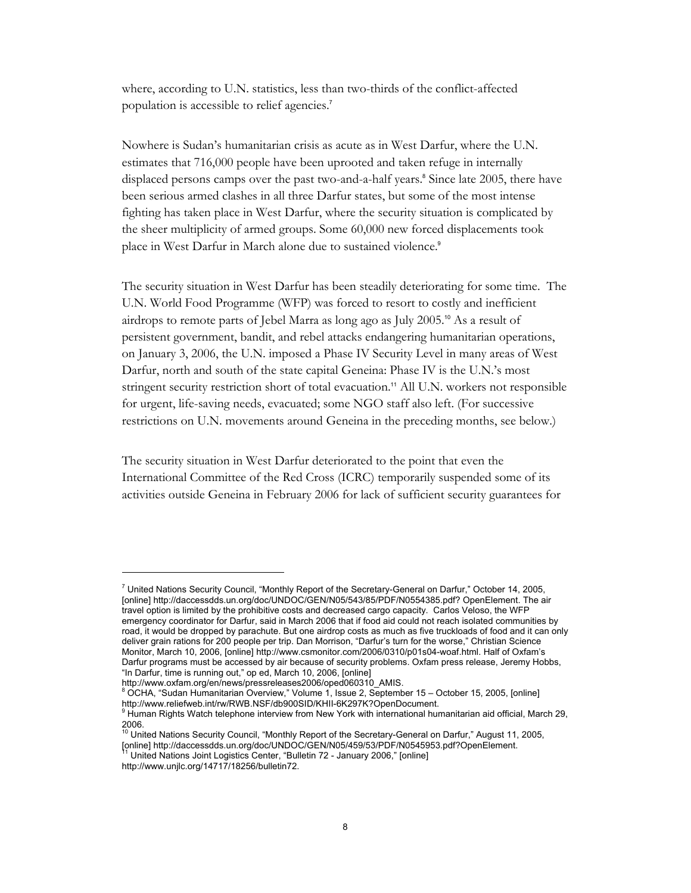where, according to U.N. statistics, less than two-thirds of the conflict-affected population is accessible to relief agencies.[7]

Nowhere is Sudan's humanitarian crisis as acute as in West Darfur, where the U.N. estimates that 716,000 people have been uprooted and taken refuge in internally displaced persons camps over the past two-and-a-half years.[8] Since late 2005, there have been serious armed clashes in all three Darfur states, but some of the most intense fighting has taken place in West Darfur, where the security situation is complicated by the sheer multiplicity of armed groups. Some 60,000 new forced displacements took place in West Darfur in March alone due to sustained violence.[9]

The security situation in West Darfur has been steadily deteriorating for some time. The U.N. World Food Programme (WFP) was forced to resort to costly and inefficient airdrops to remote parts of Jebel Marra as long ago as July 2005.[10] As a result of persistent government, bandit, and rebel attacks endangering humanitarian operations, on January 3, 2006, the U.N. imposed a Phase IV Security Level in many areas of West Darfur, north and south of the state capital Geneina: Phase IV is the U.N.'s most stringent security restriction short of total evacuation.[11] All U.N. workers not responsible for urgent, life-saving needs, evacuated; some NGO staff also left. (For successive restrictions on U.N. movements around Geneina in the preceding months, see below.)

The security situation in West Darfur deteriorated to the point that even the International Committee of the Red Cross (ICRC) temporarily suspended some of its activities outside Geneina in February 2006 for lack of sufficient security guarantees for

---

[7] United Nations Security Council, "Monthly Report of the Secretary-General on Darfur," October 14, 2005, [online] http://daccessdds.un.org/doc/UNDOC/GEN/N05/543/85/PDF/N0554385.pdf? OpenElement. The air travel option is limited by the prohibitive costs and decreased cargo capacity. Carlos Veloso, the WFP emergency coordinator for Darfur, said in March 2006 that if food aid could not reach isolated communities by road, it would be dropped by parachute. But one airdrop costs as much as five truckloads of food and it can only deliver grain rations for 200 people per trip. Dan Morrison, "Darfur's turn for the worse," Christian Science Monitor, March 10, 2006, [online] http://www.csmonitor.com/2006/0310/p01s04-woaf.html. Half of Oxfam's Darfur programs must be accessed by air because of security problems. Oxfam press release, Jeremy Hobbs, "In Darfur, time is running out," op ed, March 10, 2006, [online] http://www.oxfam.org/en/news/pressreleases2006/oped060310_AMIS.

[8] OCHA, "Sudan Humanitarian Overview," Volume 1, Issue 2, September 15 – October 15, 2005, [online] http://www.reliefweb.int/rw/RWB.NSF/db900SID/KHII-6K297K?OpenDocument.

[9] Human Rights Watch telephone interview from New York with international humanitarian aid official, March 29, 2006.

[10] United Nations Security Council, "Monthly Report of the Secretary-General on Darfur," August 11, 2005, [online] http://daccessdds.un.org/doc/UNDOC/GEN/N05/459/53/PDF/N0545953.pdf?OpenElement.

[11] United Nations Joint Logistics Center, "Bulletin 72 - January 2006," [online] http://www.unjlc.org/14717/18256/bulletin72.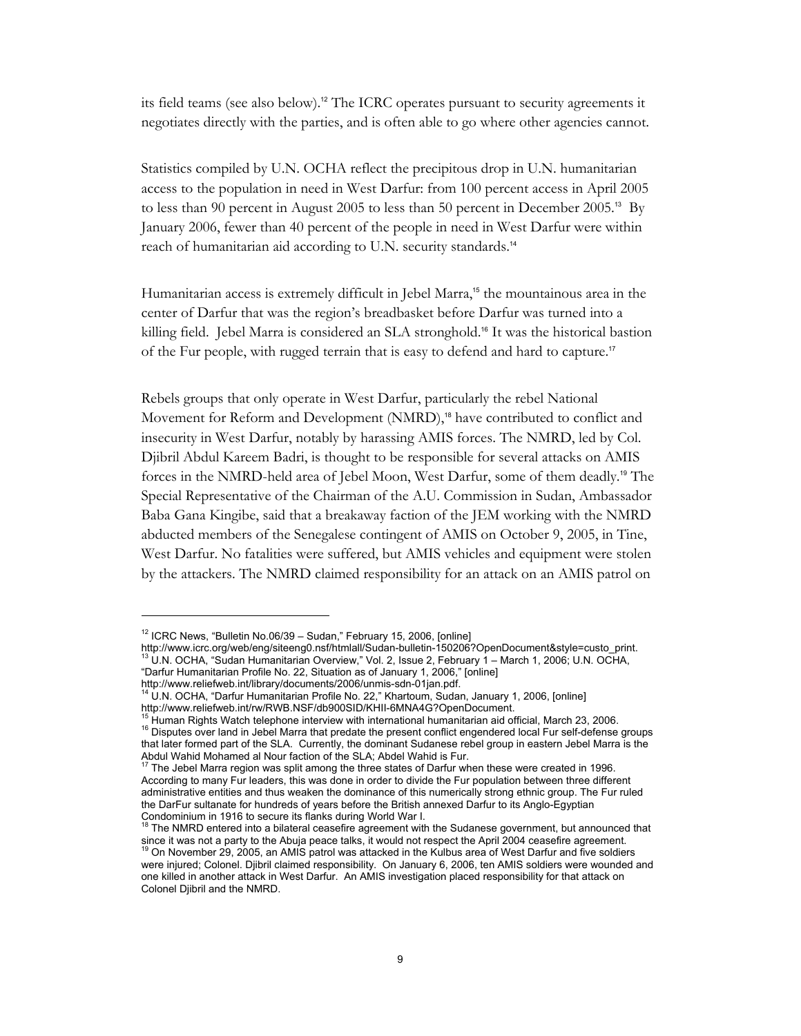its field teams (see also below).[12] The ICRC operates pursuant to security agreements it negotiates directly with the parties, and is often able to go where other agencies cannot.

Statistics compiled by U.N. OCHA reflect the precipitous drop in U.N. humanitarian access to the population in need in West Darfur: from 100 percent access in April 2005 to less than 90 percent in August 2005 to less than 50 percent in December 2005.[13] By January 2006, fewer than 40 percent of the people in need in West Darfur were within reach of humanitarian aid according to U.N. security standards.[14]

Humanitarian access is extremely difficult in Jebel Marra,[15] the mountainous area in the center of Darfur that was the region's breadbasket before Darfur was turned into a killing field. Jebel Marra is considered an SLA stronghold.[16] It was the historical bastion of the Fur people, with rugged terrain that is easy to defend and hard to capture.[17]

Rebels groups that only operate in West Darfur, particularly the rebel National Movement for Reform and Development (NMRD),[18] have contributed to conflict and insecurity in West Darfur, notably by harassing AMIS forces. The NMRD, led by Col. Djibril Abdul Kareem Badri, is thought to be responsible for several attacks on AMIS forces in the NMRD-held area of Jebel Moon, West Darfur, some of them deadly.[19] The Special Representative of the Chairman of the A.U. Commission in Sudan, Ambassador Baba Gana Kingibe, said that a breakaway faction of the JEM working with the NMRD abducted members of the Senegalese contingent of AMIS on October 9, 2005, in Tine, West Darfur. No fatalities were suffered, but AMIS vehicles and equipment were stolen by the attackers. The NMRD claimed responsibility for an attack on an AMIS patrol on

---

[12] ICRC News, "Bulletin No.06/39 – Sudan," February 15, 2006, [online] http://www.icrc.org/web/eng/siteeng0.nsf/htmlall/Sudan-bulletin-150206?OpenDocument&style=custo_print.

[13] U.N. OCHA, "Sudan Humanitarian Overview," Vol. 2, Issue 2, February 1 – March 1, 2006; U.N. OCHA, "Darfur Humanitarian Profile No. 22, Situation as of January 1, 2006," [online] http://www.reliefweb.int/library/documents/2006/unmis-sdn-01jan.pdf.

[14] U.N. OCHA, "Darfur Humanitarian Profile No. 22," Khartoum, Sudan, January 1, 2006, [online] http://www.reliefweb.int/rw/RWB.NSF/db900SID/KHII-6MNA4G?OpenDocument.

[15] Human Rights Watch telephone interview with international humanitarian aid official, March 23, 2006.

[16] Disputes over land in Jebel Marra that predate the present conflict engendered local Fur self-defense groups that later formed part of the SLA. Currently, the dominant Sudanese rebel group in eastern Jebel Marra is the Abdul Wahid Mohamed al Nour faction of the SLA; Abdel Wahid is Fur.

[17] The Jebel Marra region was split among the three states of Darfur when these were created in 1996. According to many Fur leaders, this was done in order to divide the Fur population between three different administrative entities and thus weaken the dominance of this numerically strong ethnic group. The Fur ruled the DarFur sultanate for hundreds of years before the British annexed Darfur to its Anglo-Egyptian Condominium in 1916 to secure its flanks during World War I.

[18] The NMRD entered into a bilateral ceasefire agreement with the Sudanese government, but announced that since it was not a party to the Abuja peace talks, it would not respect the April 2004 ceasefire agreement.

[19] On November 29, 2005, an AMIS patrol was attacked in the Kulbus area of West Darfur and five soldiers were injured; Colonel. Djibril claimed responsibility. On January 6, 2006, ten AMIS soldiers were wounded and one killed in another attack in West Darfur. An AMIS investigation placed responsibility for that attack on Colonel Djibril and the NMRD.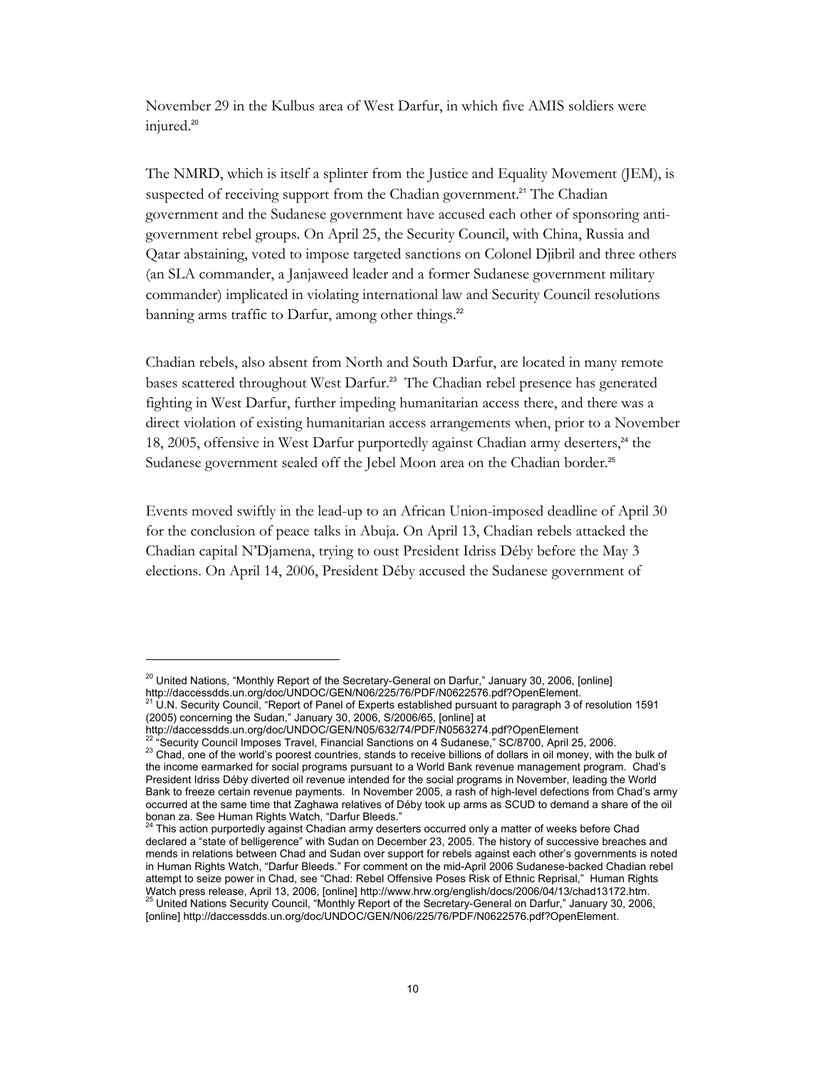November 29 in the Kulbus area of West Darfur, in which five AMIS soldiers were injured.[20]

The NMRD, which is itself a splinter from the Justice and Equality Movement (JEM), is suspected of receiving support from the Chadian government.[21] The Chadian government and the Sudanese government have accused each other of sponsoring anti-government rebel groups. On April 25, the Security Council, with China, Russia and Qatar abstaining, voted to impose targeted sanctions on Colonel Djibril and three others (an SLA commander, a Janjaweed leader and a former Sudanese government military commander) implicated in violating international law and Security Council resolutions banning arms traffic to Darfur, among other things.[22]

Chadian rebels, also absent from North and South Darfur, are located in many remote bases scattered throughout West Darfur.[23] The Chadian rebel presence has generated fighting in West Darfur, further impeding humanitarian access there, and there was a direct violation of existing humanitarian access arrangements when, prior to a November 18, 2005, offensive in West Darfur purportedly against Chadian army deserters,[24] the Sudanese government sealed off the Jebel Moon area on the Chadian border.[25]

Events moved swiftly in the lead-up to an African Union-imposed deadline of April 30 for the conclusion of peace talks in Abuja. On April 13, Chadian rebels attacked the Chadian capital N'Djamena, trying to oust President Idriss Déby before the May 3 elections. On April 14, 2006, President Déby accused the Sudanese government of

---

[20] United Nations, "Monthly Report of the Secretary-General on Darfur," January 30, 2006, [online] http://daccessdds.un.org/doc/UNDOC/GEN/N06/225/76/PDF/N0622576.pdf?OpenElement.

[21] U.N. Security Council, "Report of Panel of Experts established pursuant to paragraph 3 of resolution 1591 (2005) concerning the Sudan," January 30, 2006, S/2006/65, [online] at http://daccessdds.un.org/doc/UNDOC/GEN/N05/632/74/PDF/N0563274.pdf?OpenElement

[22] "Security Council Imposes Travel, Financial Sanctions on 4 Sudanese," SC/8700, April 25, 2006.

[23] Chad, one of the world's poorest countries, stands to receive billions of dollars in oil money, with the bulk of the income earmarked for social programs pursuant to a World Bank revenue management program. Chad's President Idriss Déby diverted oil revenue intended for the social programs in November, leading the World Bank to freeze certain revenue payments. In November 2005, a rash of high-level defections from Chad's army occurred at the same time that Zaghawa relatives of Déby took up arms as SCUD to demand a share of the oil bonan za. See Human Rights Watch, "Darfur Bleeds."

[24] This action purportedly against Chadian army deserters occurred only a matter of weeks before Chad declared a "state of belligerence" with Sudan on December 23, 2005. The history of successive breaches and mends in relations between Chad and Sudan over support for rebels against each other's governments is noted in Human Rights Watch, "Darfur Bleeds." For comment on the mid-April 2006 Sudanese-backed Chadian rebel attempt to seize power in Chad, see "Chad: Rebel Offensive Poses Risk of Ethnic Reprisal," Human Rights Watch press release, April 13, 2006, [online] http://www.hrw.org/english/docs/2006/04/13/chad13172.htm.

[25] United Nations Security Council, "Monthly Report of the Secretary-General on Darfur," January 30, 2006, [online] http://daccessdds.un.org/doc/UNDOC/GEN/N06/225/76/PDF/N0622576.pdf?OpenElement.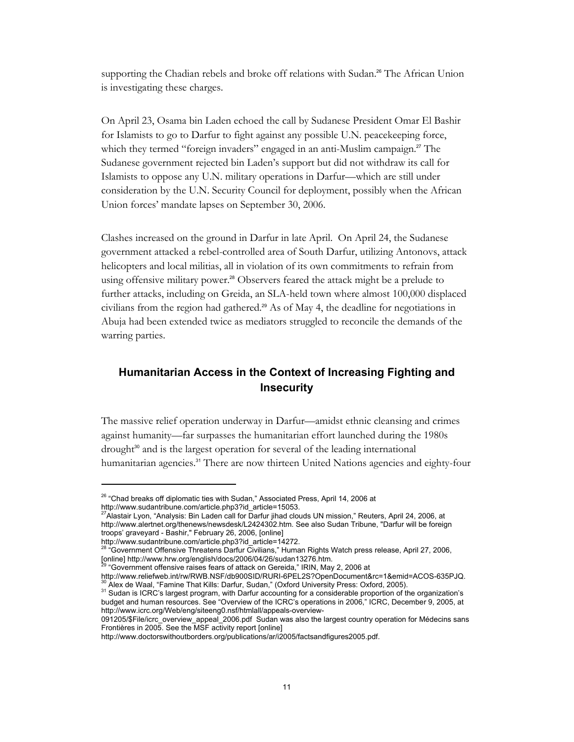supporting the Chadian rebels and broke off relations with Sudan.[26] The African Union is investigating these charges.

On April 23, Osama bin Laden echoed the call by Sudanese President Omar El Bashir for Islamists to go to Darfur to fight against any possible U.N. peacekeeping force, which they termed "foreign invaders" engaged in an anti-Muslim campaign.[27] The Sudanese government rejected bin Laden's support but did not withdraw its call for Islamists to oppose any U.N. military operations in Darfur—which are still under consideration by the U.N. Security Council for deployment, possibly when the African Union forces' mandate lapses on September 30, 2006.

Clashes increased on the ground in Darfur in late April. On April 24, the Sudanese government attacked a rebel-controlled area of South Darfur, utilizing Antonovs, attack helicopters and local militias, all in violation of its own commitments to refrain from using offensive military power.[28] Observers feared the attack might be a prelude to further attacks, including on Greida, an SLA-held town where almost 100,000 displaced civilians from the region had gathered.[29] As of May 4, the deadline for negotiations in Abuja had been extended twice as mediators struggled to reconcile the demands of the warring parties.

## Humanitarian Access in the Context of Increasing Fighting and Insecurity

The massive relief operation underway in Darfur—amidst ethnic cleansing and crimes against humanity—far surpasses the humanitarian effort launched during the 1980s drought[30] and is the largest operation for several of the leading international humanitarian agencies.[31] There are now thirteen United Nations agencies and eighty-four

---

[26] "Chad breaks off diplomatic ties with Sudan," Associated Press, April 14, 2006 at http://www.sudantribune.com/article.php3?id_article=15053.

[27] Alastair Lyon, "Analysis: Bin Laden call for Darfur jihad clouds UN mission," Reuters, April 24, 2006, at http://www.alertnet.org/thenews/newsdesk/L2424302.htm. See also Sudan Tribune, "Darfur will be foreign troops' graveyard - Bashir," February 26, 2006, [online] http://www.sudantribune.com/article.php3?id_article=14272.

[28] "Government Offensive Threatens Darfur Civilians," Human Rights Watch press release, April 27, 2006, [online] http://www.hrw.org/english/docs/2006/04/26/sudan13276.htm.

[29] "Government offensive raises fears of attack on Gereida," IRIN, May 2, 2006 at http://www.reliefweb.int/rw/RWB.NSF/db900SID/RURI-6PEL2S?OpenDocument&rc=1&emid=ACOS-635PJQ.

[30] Alex de Waal, "Famine That Kills: Darfur, Sudan," (Oxford University Press: Oxford, 2005).

[31] Sudan is ICRC's largest program, with Darfur accounting for a considerable proportion of the organization's budget and human resources. See "Overview of the ICRC's operations in 2006," ICRC, December 9, 2005, at http://www.icrc.org/Web/eng/siteeng0.nsf/htmlall/appeals-overview-091205/$File/icrc_overview_appeal_2006.pdf Sudan was also the largest country operation for Médecins sans Frontières in 2005. See the MSF activity report [online] http://www.doctorswithoutborders.org/publications/ar/i2005/factsandfigures2005.pdf.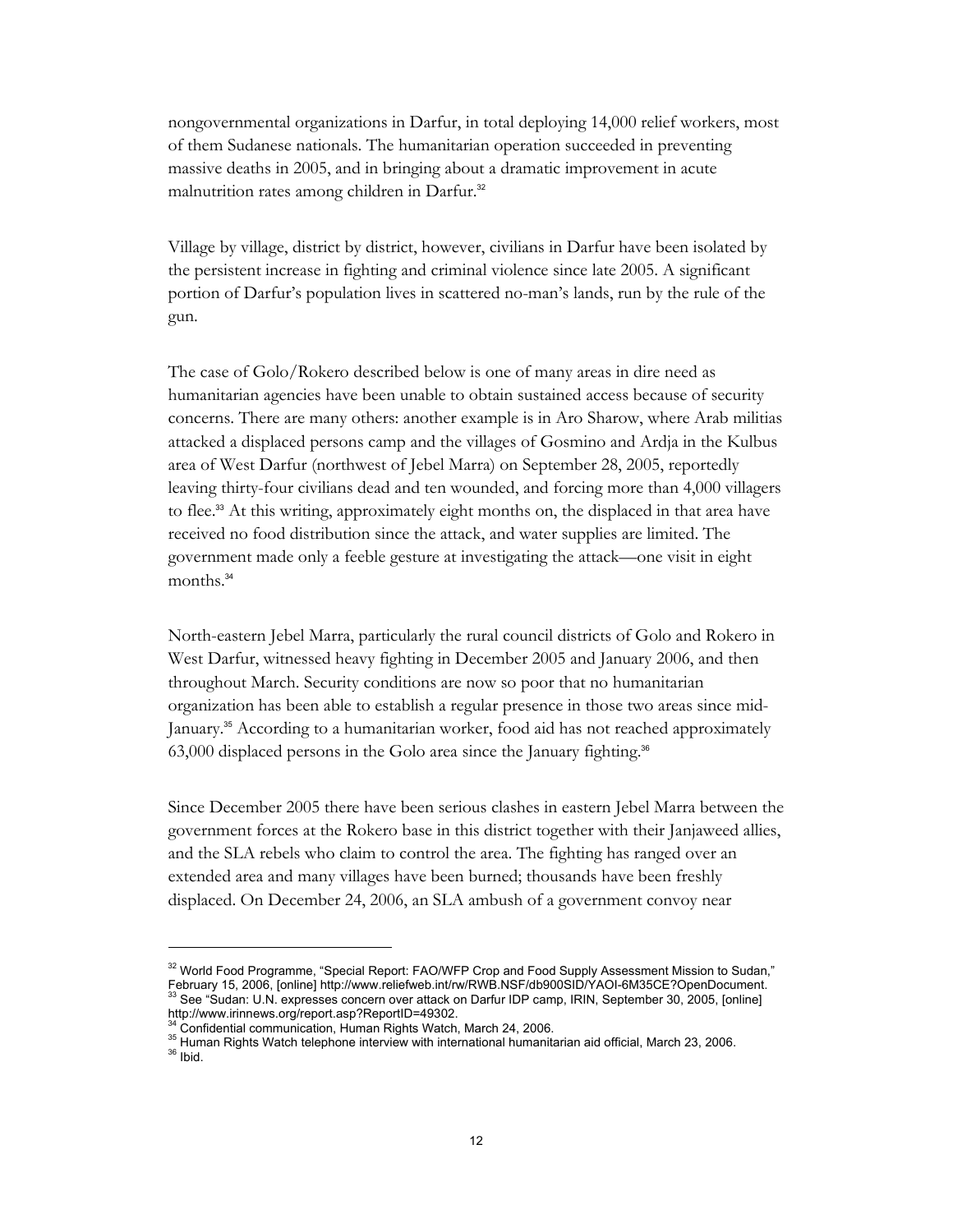nongovernmental organizations in Darfur, in total deploying 14,000 relief workers, most of them Sudanese nationals. The humanitarian operation succeeded in preventing massive deaths in 2005, and in bringing about a dramatic improvement in acute malnutrition rates among children in Darfur.[32]

Village by village, district by district, however, civilians in Darfur have been isolated by the persistent increase in fighting and criminal violence since late 2005. A significant portion of Darfur's population lives in scattered no-man's lands, run by the rule of the gun.

The case of Golo/Rokero described below is one of many areas in dire need as humanitarian agencies have been unable to obtain sustained access because of security concerns. There are many others: another example is in Aro Sharow, where Arab militias attacked a displaced persons camp and the villages of Gosmino and Ardja in the Kulbus area of West Darfur (northwest of Jebel Marra) on September 28, 2005, reportedly leaving thirty-four civilians dead and ten wounded, and forcing more than 4,000 villagers to flee.[33] At this writing, approximately eight months on, the displaced in that area have received no food distribution since the attack, and water supplies are limited. The government made only a feeble gesture at investigating the attack—one visit in eight months.[34]

North-eastern Jebel Marra, particularly the rural council districts of Golo and Rokero in West Darfur, witnessed heavy fighting in December 2005 and January 2006, and then throughout March. Security conditions are now so poor that no humanitarian organization has been able to establish a regular presence in those two areas since mid-January.[35] According to a humanitarian worker, food aid has not reached approximately 63,000 displaced persons in the Golo area since the January fighting.[36]

Since December 2005 there have been serious clashes in eastern Jebel Marra between the government forces at the Rokero base in this district together with their Janjaweed allies, and the SLA rebels who claim to control the area. The fighting has ranged over an extended area and many villages have been burned; thousands have been freshly displaced. On December 24, 2006, an SLA ambush of a government convoy near

---

[32] World Food Programme, "Special Report: FAO/WFP Crop and Food Supply Assessment Mission to Sudan," February 15, 2006, [online] http://www.reliefweb.int/rw/RWB.NSF/db900SID/YAOI-6M35CE?OpenDocument.

[33] See "Sudan: U.N. expresses concern over attack on Darfur IDP camp, IRIN, September 30, 2005, [online] http://www.irinnews.org/report.asp?ReportID=49302.

[34] Confidential communication, Human Rights Watch, March 24, 2006.

[35] Human Rights Watch telephone interview with international humanitarian aid official, March 23, 2006.

[36] Ibid.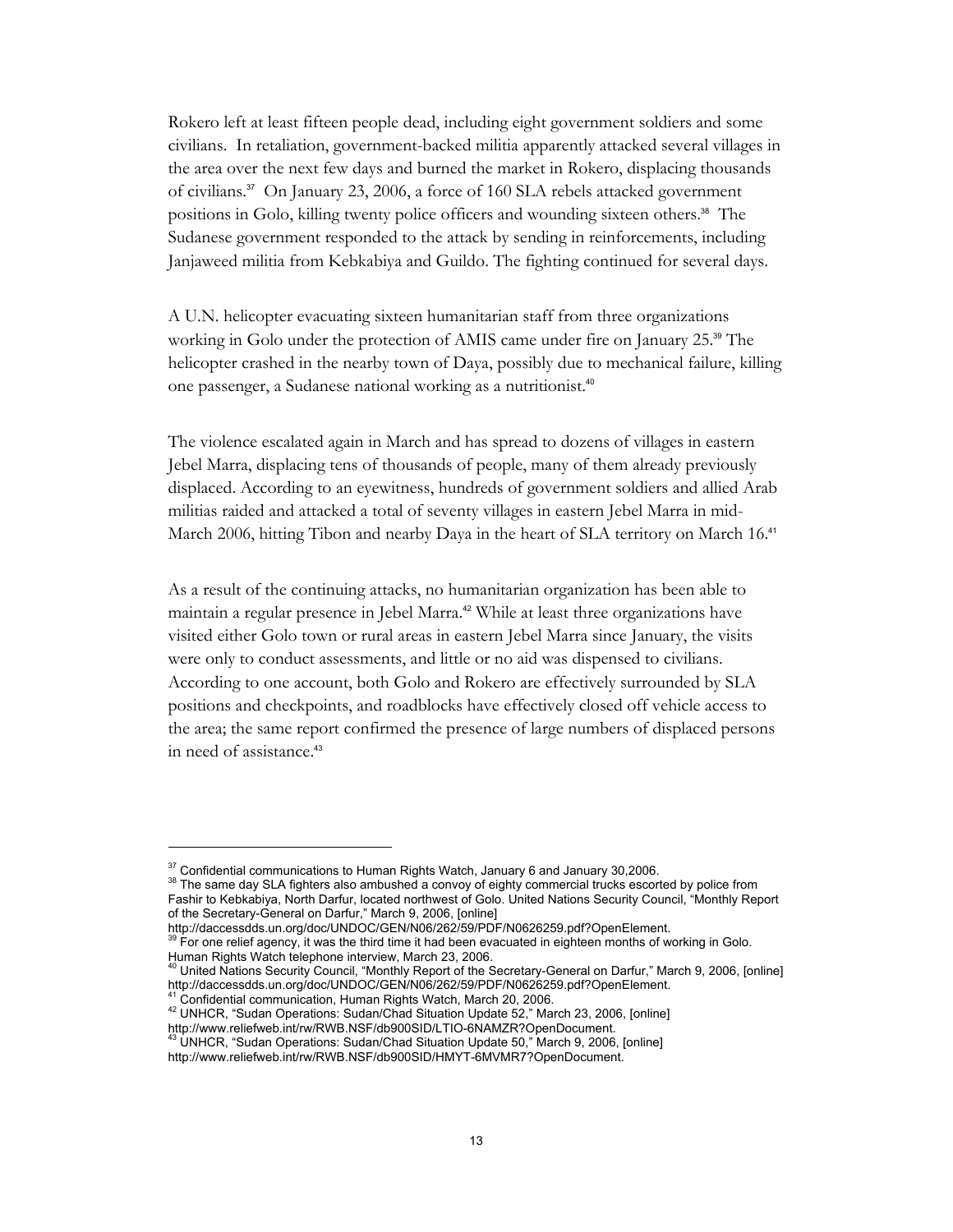Rokero left at least fifteen people dead, including eight government soldiers and some civilians. In retaliation, government-backed militia apparently attacked several villages in the area over the next few days and burned the market in Rokero, displacing thousands of civilians.[37] On January 23, 2006, a force of 160 SLA rebels attacked government positions in Golo, killing twenty police officers and wounding sixteen others.[38] The Sudanese government responded to the attack by sending in reinforcements, including Janjaweed militia from Kebkabiya and Guildo. The fighting continued for several days.

A U.N. helicopter evacuating sixteen humanitarian staff from three organizations working in Golo under the protection of AMIS came under fire on January 25.[39] The helicopter crashed in the nearby town of Daya, possibly due to mechanical failure, killing one passenger, a Sudanese national working as a nutritionist.[40]

The violence escalated again in March and has spread to dozens of villages in eastern Jebel Marra, displacing tens of thousands of people, many of them already previously displaced. According to an eyewitness, hundreds of government soldiers and allied Arab militias raided and attacked a total of seventy villages in eastern Jebel Marra in mid-March 2006, hitting Tibon and nearby Daya in the heart of SLA territory on March 16.[41]

As a result of the continuing attacks, no humanitarian organization has been able to maintain a regular presence in Jebel Marra.[42] While at least three organizations have visited either Golo town or rural areas in eastern Jebel Marra since January, the visits were only to conduct assessments, and little or no aid was dispensed to civilians. According to one account, both Golo and Rokero are effectively surrounded by SLA positions and checkpoints, and roadblocks have effectively closed off vehicle access to the area; the same report confirmed the presence of large numbers of displaced persons in need of assistance.[43]

---

[37] Confidential communications to Human Rights Watch, January 6 and January 30,2006.

[38] The same day SLA fighters also ambushed a convoy of eighty commercial trucks escorted by police from Fashir to Kebkabiya, North Darfur, located northwest of Golo. United Nations Security Council, "Monthly Report of the Secretary-General on Darfur," March 9, 2006, [online] http://daccessdds.un.org/doc/UNDOC/GEN/N06/262/59/PDF/N0626259.pdf?OpenElement.

[39] For one relief agency, it was the third time it had been evacuated in eighteen months of working in Golo. Human Rights Watch telephone interview, March 23, 2006.

[40] United Nations Security Council, "Monthly Report of the Secretary-General on Darfur," March 9, 2006, [online] http://daccessdds.un.org/doc/UNDOC/GEN/N06/262/59/PDF/N0626259.pdf?OpenElement.

[41] Confidential communication, Human Rights Watch, March 20, 2006.

[42] UNHCR, "Sudan Operations: Sudan/Chad Situation Update 52," March 23, 2006, [online] http://www.reliefweb.int/rw/RWB.NSF/db900SID/LTIO-6NAMZR?OpenDocument.

[43] UNHCR, "Sudan Operations: Sudan/Chad Situation Update 50," March 9, 2006, [online] http://www.reliefweb.int/rw/RWB.NSF/db900SID/HMYT-6MVMR7?OpenDocument.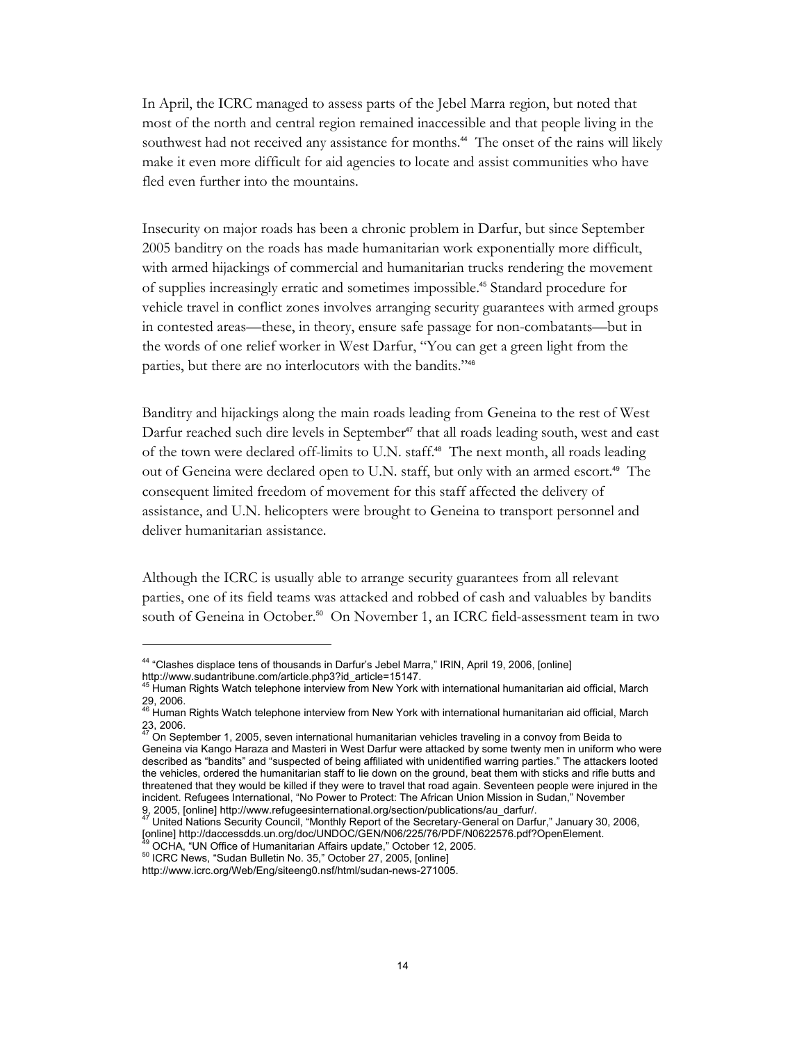In April, the ICRC managed to assess parts of the Jebel Marra region, but noted that most of the north and central region remained inaccessible and that people living in the southwest had not received any assistance for months.[44] The onset of the rains will likely make it even more difficult for aid agencies to locate and assist communities who have fled even further into the mountains.

Insecurity on major roads has been a chronic problem in Darfur, but since September 2005 banditry on the roads has made humanitarian work exponentially more difficult, with armed hijackings of commercial and humanitarian trucks rendering the movement of supplies increasingly erratic and sometimes impossible.[45] Standard procedure for vehicle travel in conflict zones involves arranging security guarantees with armed groups in contested areas—these, in theory, ensure safe passage for non-combatants—but in the words of one relief worker in West Darfur, "You can get a green light from the parties, but there are no interlocutors with the bandits."[46]

Banditry and hijackings along the main roads leading from Geneina to the rest of West Darfur reached such dire levels in September[47] that all roads leading south, west and east of the town were declared off-limits to U.N. staff.[48] The next month, all roads leading out of Geneina were declared open to U.N. staff, but only with an armed escort.[49] The consequent limited freedom of movement for this staff affected the delivery of assistance, and U.N. helicopters were brought to Geneina to transport personnel and deliver humanitarian assistance.

Although the ICRC is usually able to arrange security guarantees from all relevant parties, one of its field teams was attacked and robbed of cash and valuables by bandits south of Geneina in October.[50] On November 1, an ICRC field-assessment team in two

---

[44] "Clashes displace tens of thousands in Darfur's Jebel Marra," IRIN, April 19, 2006, [online] http://www.sudantribune.com/article.php3?id_article=15147.

[45] Human Rights Watch telephone interview from New York with international humanitarian aid official, March 29, 2006.

[46] Human Rights Watch telephone interview from New York with international humanitarian aid official, March 23, 2006.

[47] On September 1, 2005, seven international humanitarian vehicles traveling in a convoy from Beida to Geneina via Kango Haraza and Masteri in West Darfur were attacked by some twenty men in uniform who were described as "bandits" and "suspected of being affiliated with unidentified warring parties." The attackers looted the vehicles, ordered the humanitarian staff to lie down on the ground, beat them with sticks and rifle butts and threatened that they would be killed if they were to travel that road again. Seventeen people were injured in the incident. Refugees International, "No Power to Protect: The African Union Mission in Sudan," November 9, 2005, [online] http://www.refugeesinternational.org/section/publications/au_darfur/.

[47] United Nations Security Council, "Monthly Report of the Secretary-General on Darfur," January 30, 2006, [online] http://daccessdds.un.org/doc/UNDOC/GEN/N06/225/76/PDF/N0622576.pdf?OpenElement.

[49] OCHA, "UN Office of Humanitarian Affairs update," October 12, 2005.

[50] ICRC News, "Sudan Bulletin No. 35," October 27, 2005, [online] http://www.icrc.org/Web/Eng/siteeng0.nsf/html/sudan-news-271005.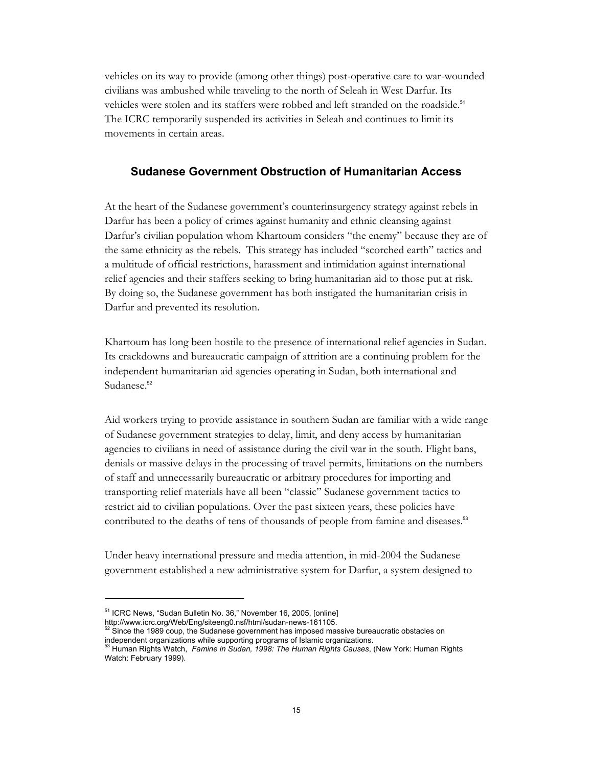vehicles on its way to provide (among other things) post-operative care to war-wounded civilians was ambushed while traveling to the north of Seleah in West Darfur. Its vehicles were stolen and its staffers were robbed and left stranded on the roadside.[51] The ICRC temporarily suspended its activities in Seleah and continues to limit its movements in certain areas.

## Sudanese Government Obstruction of Humanitarian Access

At the heart of the Sudanese government's counterinsurgency strategy against rebels in Darfur has been a policy of crimes against humanity and ethnic cleansing against Darfur's civilian population whom Khartoum considers "the enemy" because they are of the same ethnicity as the rebels. This strategy has included "scorched earth" tactics and a multitude of official restrictions, harassment and intimidation against international relief agencies and their staffers seeking to bring humanitarian aid to those put at risk. By doing so, the Sudanese government has both instigated the humanitarian crisis in Darfur and prevented its resolution.

Khartoum has long been hostile to the presence of international relief agencies in Sudan. Its crackdowns and bureaucratic campaign of attrition are a continuing problem for the independent humanitarian aid agencies operating in Sudan, both international and Sudanese.[52]

Aid workers trying to provide assistance in southern Sudan are familiar with a wide range of Sudanese government strategies to delay, limit, and deny access by humanitarian agencies to civilians in need of assistance during the civil war in the south. Flight bans, denials or massive delays in the processing of travel permits, limitations on the numbers of staff and unnecessarily bureaucratic or arbitrary procedures for importing and transporting relief materials have all been "classic" Sudanese government tactics to restrict aid to civilian populations. Over the past sixteen years, these policies have contributed to the deaths of tens of thousands of people from famine and diseases.[53]

Under heavy international pressure and media attention, in mid-2004 the Sudanese government established a new administrative system for Darfur, a system designed to

---

[51] ICRC News, "Sudan Bulletin No. 36," November 16, 2005, [online] http://www.icrc.org/Web/Eng/siteeng0.nsf/html/sudan-news-161105.

[52] Since the 1989 coup, the Sudanese government has imposed massive bureaucratic obstacles on independent organizations while supporting programs of Islamic organizations.

[53] Human Rights Watch, *Famine in Sudan, 1998: The Human Rights Causes*, (New York: Human Rights Watch: February 1999).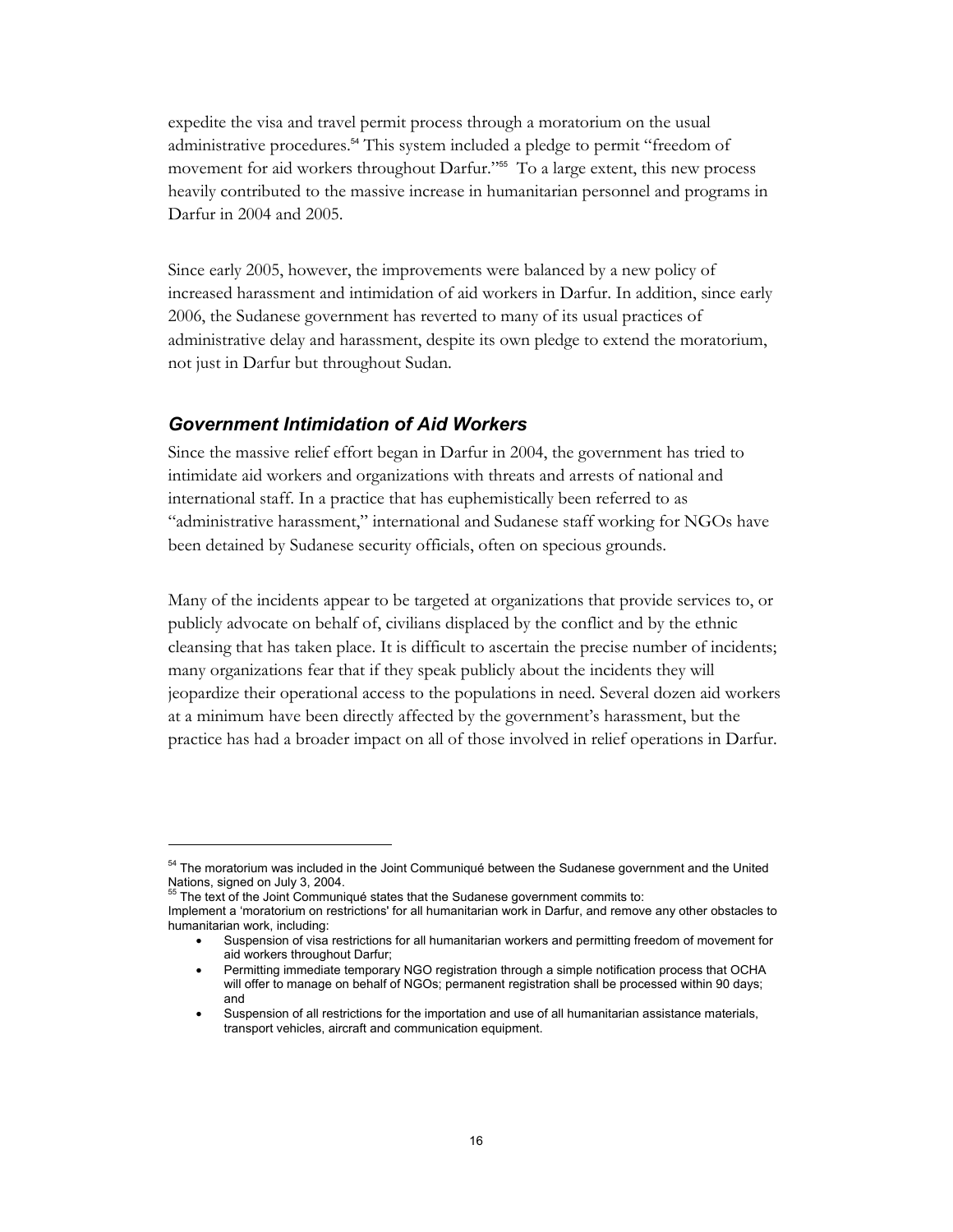expedite the visa and travel permit process through a moratorium on the usual administrative procedures.[54] This system included a pledge to permit "freedom of movement for aid workers throughout Darfur."[55] To a large extent, this new process heavily contributed to the massive increase in humanitarian personnel and programs in Darfur in 2004 and 2005.

Since early 2005, however, the improvements were balanced by a new policy of increased harassment and intimidation of aid workers in Darfur. In addition, since early 2006, the Sudanese government has reverted to many of its usual practices of administrative delay and harassment, despite its own pledge to extend the moratorium, not just in Darfur but throughout Sudan.

### *Government Intimidation of Aid Workers*

Since the massive relief effort began in Darfur in 2004, the government has tried to intimidate aid workers and organizations with threats and arrests of national and international staff. In a practice that has euphemistically been referred to as "administrative harassment," international and Sudanese staff working for NGOs have been detained by Sudanese security officials, often on specious grounds.

Many of the incidents appear to be targeted at organizations that provide services to, or publicly advocate on behalf of, civilians displaced by the conflict and by the ethnic cleansing that has taken place. It is difficult to ascertain the precise number of incidents; many organizations fear that if they speak publicly about the incidents they will jeopardize their operational access to the populations in need. Several dozen aid workers at a minimum have been directly affected by the government's harassment, but the practice has had a broader impact on all of those involved in relief operations in Darfur.

---

[54] The moratorium was included in the Joint Communiqué between the Sudanese government and the United Nations, signed on July 3, 2004.

[55] The text of the Joint Communiqué states that the Sudanese government commits to:
Implement a 'moratorium on restrictions' for all humanitarian work in Darfur, and remove any other obstacles to humanitarian work, including:

- Suspension of visa restrictions for all humanitarian workers and permitting freedom of movement for aid workers throughout Darfur;
- Permitting immediate temporary NGO registration through a simple notification process that OCHA will offer to manage on behalf of NGOs; permanent registration shall be processed within 90 days; and
- Suspension of all restrictions for the importation and use of all humanitarian assistance materials, transport vehicles, aircraft and communication equipment.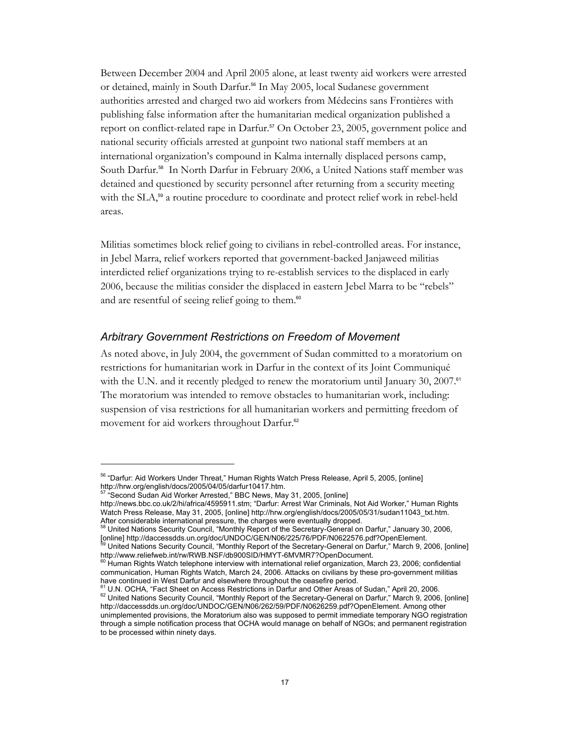Between December 2004 and April 2005 alone, at least twenty aid workers were arrested or detained, mainly in South Darfur.[56] In May 2005, local Sudanese government authorities arrested and charged two aid workers from Médecins sans Frontières with publishing false information after the humanitarian medical organization published a report on conflict-related rape in Darfur.[57] On October 23, 2005, government police and national security officials arrested at gunpoint two national staff members at an international organization's compound in Kalma internally displaced persons camp, South Darfur.[58] In North Darfur in February 2006, a United Nations staff member was detained and questioned by security personnel after returning from a security meeting with the SLA,[59] a routine procedure to coordinate and protect relief work in rebel-held areas.

Militias sometimes block relief going to civilians in rebel-controlled areas. For instance, in Jebel Marra, relief workers reported that government-backed Janjaweed militias interdicted relief organizations trying to re-establish services to the displaced in early 2006, because the militias consider the displaced in eastern Jebel Marra to be "rebels" and are resentful of seeing relief going to them.[60]

### *Arbitrary Government Restrictions on Freedom of Movement*

As noted above, in July 2004, the government of Sudan committed to a moratorium on restrictions for humanitarian work in Darfur in the context of its Joint Communiqué with the U.N. and it recently pledged to renew the moratorium until January 30, 2007.[61] The moratorium was intended to remove obstacles to humanitarian work, including: suspension of visa restrictions for all humanitarian workers and permitting freedom of movement for aid workers throughout Darfur.[62]

---

[56] "Darfur: Aid Workers Under Threat," Human Rights Watch Press Release, April 5, 2005, [online] http://hrw.org/english/docs/2005/04/05/darfur10417.htm.

[57] "Second Sudan Aid Worker Arrested," BBC News, May 31, 2005, [online] http://news.bbc.co.uk/2/hi/africa/4595911.stm; "Darfur: Arrest War Criminals, Not Aid Worker," Human Rights Watch Press Release, May 31, 2005, [online] http://hrw.org/english/docs/2005/05/31/sudan11043_txt.htm. After considerable international pressure, the charges were eventually dropped.

[58] United Nations Security Council, "Monthly Report of the Secretary-General on Darfur," January 30, 2006, [online] http://daccessdds.un.org/doc/UNDOC/GEN/N06/225/76/PDF/N0622576.pdf?OpenElement.

[59] United Nations Security Council, "Monthly Report of the Secretary-General on Darfur," March 9, 2006, [online] http://www.reliefweb.int/rw/RWB.NSF/db900SID/HMYT-6MVMR7?OpenDocument.

[60] Human Rights Watch telephone interview with international relief organization, March 23, 2006; confidential communication, Human Rights Watch, March 24, 2006. Attacks on civilians by these pro-government militias have continued in West Darfur and elsewhere throughout the ceasefire period.

[61] U.N. OCHA, "Fact Sheet on Access Restrictions in Darfur and Other Areas of Sudan," April 20, 2006.

[62] United Nations Security Council, "Monthly Report of the Secretary-General on Darfur," March 9, 2006, [online] http://daccessdds.un.org/doc/UNDOC/GEN/N06/262/59/PDF/N0626259.pdf?OpenElement. Among other unimplemented provisions, the Moratorium also was supposed to permit immediate temporary NGO registration through a simple notification process that OCHA would manage on behalf of NGOs; and permanent registration to be processed within ninety days.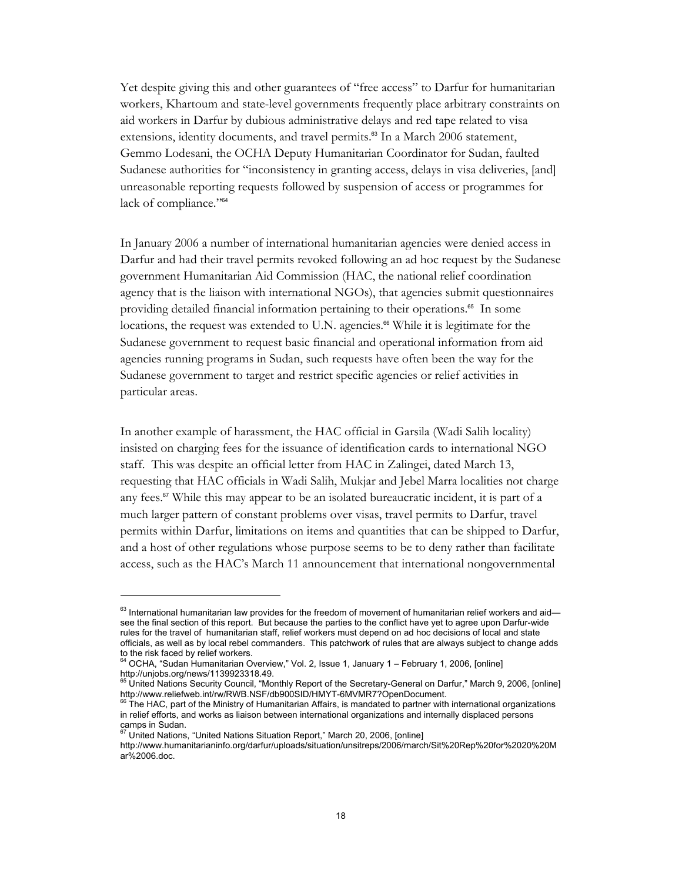Yet despite giving this and other guarantees of "free access" to Darfur for humanitarian workers, Khartoum and state-level governments frequently place arbitrary constraints on aid workers in Darfur by dubious administrative delays and red tape related to visa extensions, identity documents, and travel permits.[63] In a March 2006 statement, Gemmo Lodesani, the OCHA Deputy Humanitarian Coordinator for Sudan, faulted Sudanese authorities for "inconsistency in granting access, delays in visa deliveries, [and] unreasonable reporting requests followed by suspension of access or programmes for lack of compliance."[64]

In January 2006 a number of international humanitarian agencies were denied access in Darfur and had their travel permits revoked following an ad hoc request by the Sudanese government Humanitarian Aid Commission (HAC, the national relief coordination agency that is the liaison with international NGOs), that agencies submit questionnaires providing detailed financial information pertaining to their operations.[65] In some locations, the request was extended to U.N. agencies.[66] While it is legitimate for the Sudanese government to request basic financial and operational information from aid agencies running programs in Sudan, such requests have often been the way for the Sudanese government to target and restrict specific agencies or relief activities in particular areas.

In another example of harassment, the HAC official in Garsila (Wadi Salih locality) insisted on charging fees for the issuance of identification cards to international NGO staff. This was despite an official letter from HAC in Zalingei, dated March 13, requesting that HAC officials in Wadi Salih, Mukjar and Jebel Marra localities not charge any fees.[67] While this may appear to be an isolated bureaucratic incident, it is part of a much larger pattern of constant problems over visas, travel permits to Darfur, travel permits within Darfur, limitations on items and quantities that can be shipped to Darfur, and a host of other regulations whose purpose seems to be to deny rather than facilitate access, such as the HAC's March 11 announcement that international nongovernmental

---

[63] International humanitarian law provides for the freedom of movement of humanitarian relief workers and aid—see the final section of this report. But because the parties to the conflict have yet to agree upon Darfur-wide rules for the travel of humanitarian staff, relief workers must depend on ad hoc decisions of local and state officials, as well as by local rebel commanders. This patchwork of rules that are always subject to change adds to the risk faced by relief workers.

[64] OCHA, "Sudan Humanitarian Overview," Vol. 2, Issue 1, January 1 – February 1, 2006, [online] http://unjobs.org/news/1139923318.49.

[65] United Nations Security Council, "Monthly Report of the Secretary-General on Darfur," March 9, 2006, [online] http://www.reliefweb.int/rw/RWB.NSF/db900SID/HMYT-6MVMR7?OpenDocument.

[66] The HAC, part of the Ministry of Humanitarian Affairs, is mandated to partner with international organizations in relief efforts, and works as liaison between international organizations and internally displaced persons camps in Sudan.

[67] United Nations, "United Nations Situation Report," March 20, 2006, [online] http://www.humanitarianinfo.org/darfur/uploads/situation/unsitreps/2006/march/Sit%20Rep%20for%2020%20Mar%2006.doc.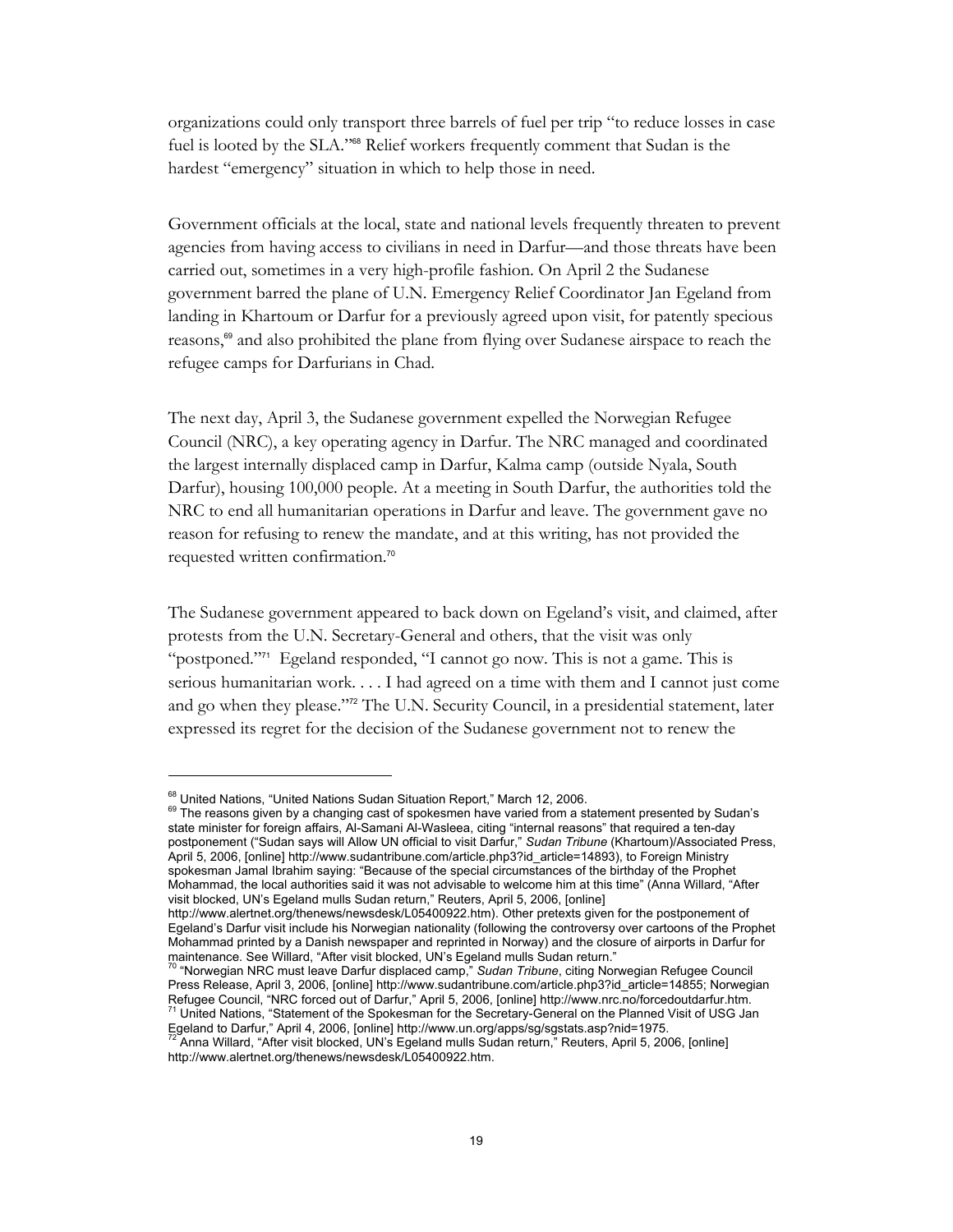organizations could only transport three barrels of fuel per trip "to reduce losses in case fuel is looted by the SLA."[68] Relief workers frequently comment that Sudan is the hardest "emergency" situation in which to help those in need.

Government officials at the local, state and national levels frequently threaten to prevent agencies from having access to civilians in need in Darfur—and those threats have been carried out, sometimes in a very high-profile fashion. On April 2 the Sudanese government barred the plane of U.N. Emergency Relief Coordinator Jan Egeland from landing in Khartoum or Darfur for a previously agreed upon visit, for patently specious reasons,[69] and also prohibited the plane from flying over Sudanese airspace to reach the refugee camps for Darfurians in Chad.

The next day, April 3, the Sudanese government expelled the Norwegian Refugee Council (NRC), a key operating agency in Darfur. The NRC managed and coordinated the largest internally displaced camp in Darfur, Kalma camp (outside Nyala, South Darfur), housing 100,000 people. At a meeting in South Darfur, the authorities told the NRC to end all humanitarian operations in Darfur and leave. The government gave no reason for refusing to renew the mandate, and at this writing, has not provided the requested written confirmation.[70]

The Sudanese government appeared to back down on Egeland's visit, and claimed, after protests from the U.N. Secretary-General and others, that the visit was only "postponed."[71] Egeland responded, "I cannot go now. This is not a game. This is serious humanitarian work. . . . I had agreed on a time with them and I cannot just come and go when they please."[72] The U.N. Security Council, in a presidential statement, later expressed its regret for the decision of the Sudanese government not to renew the

---

[68] United Nations, "United Nations Sudan Situation Report," March 12, 2006.

[69] The reasons given by a changing cast of spokesmen have varied from a statement presented by Sudan's state minister for foreign affairs, Al-Samani Al-Wasleea, citing "internal reasons" that required a ten-day postponement ("Sudan says will Allow UN official to visit Darfur," *Sudan Tribune* (Khartoum)/Associated Press, April 5, 2006, [online] http://www.sudantribune.com/article.php3?id_article=14893), to Foreign Ministry spokesman Jamal Ibrahim saying: "Because of the special circumstances of the birthday of the Prophet Mohammad, the local authorities said it was not advisable to welcome him at this time" (Anna Willard, "After visit blocked, UN's Egeland mulls Sudan return," Reuters, April 5, 2006, [online] http://www.alertnet.org/thenews/newsdesk/L05400922.htm). Other pretexts given for the postponement of Egeland's Darfur visit include his Norwegian nationality (following the controversy over cartoons of the Prophet Mohammad printed by a Danish newspaper and reprinted in Norway) and the closure of airports in Darfur for maintenance. See Willard, "After visit blocked, UN's Egeland mulls Sudan return."

[70] "Norwegian NRC must leave Darfur displaced camp," *Sudan Tribune*, citing Norwegian Refugee Council Press Release, April 3, 2006, [online] http://www.sudantribune.com/article.php3?id_article=14855; Norwegian Refugee Council, "NRC forced out of Darfur," April 5, 2006, [online] http://www.nrc.no/forcedoutdarfur.htm.

[71] United Nations, "Statement of the Spokesman for the Secretary-General on the Planned Visit of USG Jan Egeland to Darfur," April 4, 2006, [online] http://www.un.org/apps/sg/sgstats.asp?nid=1975.

[72] Anna Willard, "After visit blocked, UN's Egeland mulls Sudan return," Reuters, April 5, 2006, [online] http://www.alertnet.org/thenews/newsdesk/L05400922.htm.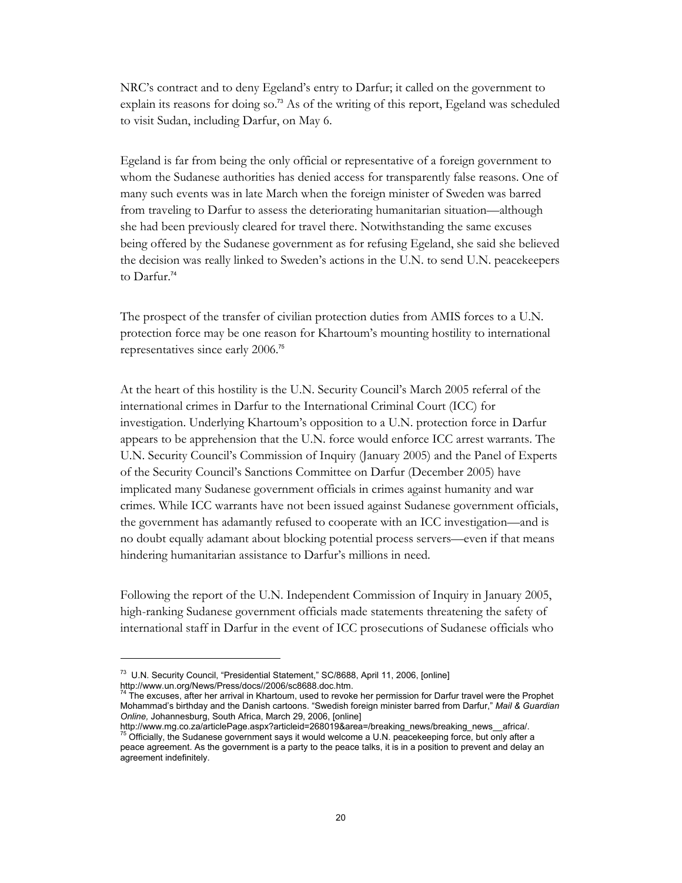NRC's contract and to deny Egeland's entry to Darfur; it called on the government to explain its reasons for doing so.[73] As of the writing of this report, Egeland was scheduled to visit Sudan, including Darfur, on May 6.

Egeland is far from being the only official or representative of a foreign government to whom the Sudanese authorities has denied access for transparently false reasons. One of many such events was in late March when the foreign minister of Sweden was barred from traveling to Darfur to assess the deteriorating humanitarian situation—although she had been previously cleared for travel there. Notwithstanding the same excuses being offered by the Sudanese government as for refusing Egeland, she said she believed the decision was really linked to Sweden's actions in the U.N. to send U.N. peacekeepers to Darfur.[74]

The prospect of the transfer of civilian protection duties from AMIS forces to a U.N. protection force may be one reason for Khartoum's mounting hostility to international representatives since early 2006.[75]

At the heart of this hostility is the U.N. Security Council's March 2005 referral of the international crimes in Darfur to the International Criminal Court (ICC) for investigation. Underlying Khartoum's opposition to a U.N. protection force in Darfur appears to be apprehension that the U.N. force would enforce ICC arrest warrants. The U.N. Security Council's Commission of Inquiry (January 2005) and the Panel of Experts of the Security Council's Sanctions Committee on Darfur (December 2005) have implicated many Sudanese government officials in crimes against humanity and war crimes. While ICC warrants have not been issued against Sudanese government officials, the government has adamantly refused to cooperate with an ICC investigation—and is no doubt equally adamant about blocking potential process servers—even if that means hindering humanitarian assistance to Darfur's millions in need.

Following the report of the U.N. Independent Commission of Inquiry in January 2005, high-ranking Sudanese government officials made statements threatening the safety of international staff in Darfur in the event of ICC prosecutions of Sudanese officials who

---

[73] U.N. Security Council, "Presidential Statement," SC/8688, April 11, 2006, [online] http://www.un.org/News/Press/docs//2006/sc8688.doc.htm.

[74] The excuses, after her arrival in Khartoum, used to revoke her permission for Darfur travel were the Prophet Mohammad's birthday and the Danish cartoons. "Swedish foreign minister barred from Darfur," *Mail & Guardian Online,* Johannesburg, South Africa, March 29, 2006, [online] http://www.mg.co.za/articlePage.aspx?articleid=268019&area=/breaking_news/breaking_news__africa/.

[75] Officially, the Sudanese government says it would welcome a U.N. peacekeeping force, but only after a peace agreement. As the government is a party to the peace talks, it is in a position to prevent and delay an agreement indefinitely.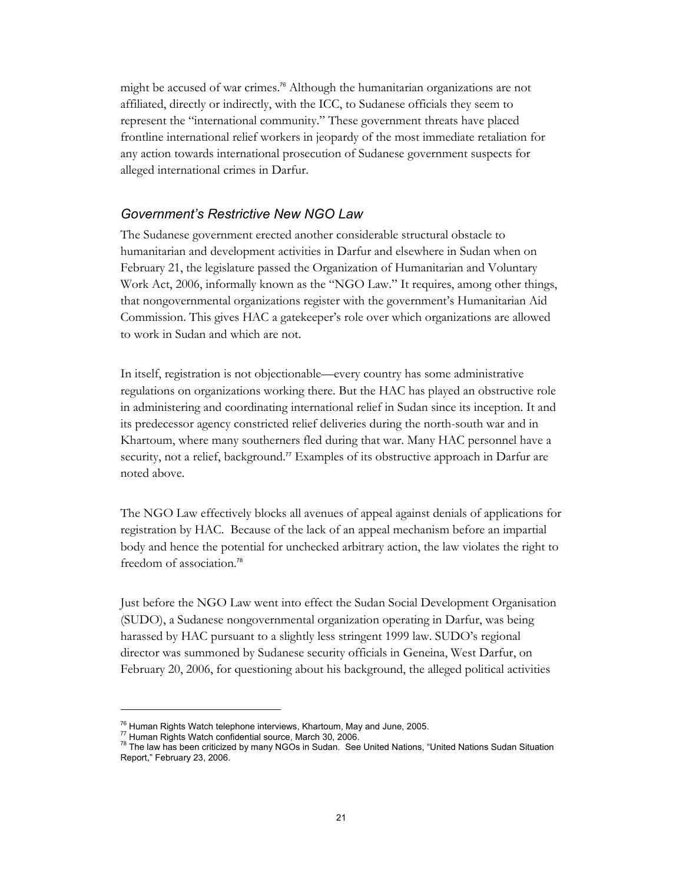might be accused of war crimes.[76] Although the humanitarian organizations are not affiliated, directly or indirectly, with the ICC, to Sudanese officials they seem to represent the "international community." These government threats have placed frontline international relief workers in jeopardy of the most immediate retaliation for any action towards international prosecution of Sudanese government suspects for alleged international crimes in Darfur.

### *Government's Restrictive New NGO Law*

The Sudanese government erected another considerable structural obstacle to humanitarian and development activities in Darfur and elsewhere in Sudan when on February 21, the legislature passed the Organization of Humanitarian and Voluntary Work Act, 2006, informally known as the "NGO Law." It requires, among other things, that nongovernmental organizations register with the government's Humanitarian Aid Commission. This gives HAC a gatekeeper's role over which organizations are allowed to work in Sudan and which are not.

In itself, registration is not objectionable—every country has some administrative regulations on organizations working there. But the HAC has played an obstructive role in administering and coordinating international relief in Sudan since its inception. It and its predecessor agency constricted relief deliveries during the north-south war and in Khartoum, where many southerners fled during that war. Many HAC personnel have a security, not a relief, background.[77] Examples of its obstructive approach in Darfur are noted above.

The NGO Law effectively blocks all avenues of appeal against denials of applications for registration by HAC. Because of the lack of an appeal mechanism before an impartial body and hence the potential for unchecked arbitrary action, the law violates the right to freedom of association.[78]

Just before the NGO Law went into effect the Sudan Social Development Organisation (SUDO), a Sudanese nongovernmental organization operating in Darfur, was being harassed by HAC pursuant to a slightly less stringent 1999 law. SUDO's regional director was summoned by Sudanese security officials in Geneina, West Darfur, on February 20, 2006, for questioning about his background, the alleged political activities

---

[76] Human Rights Watch telephone interviews, Khartoum, May and June, 2005.

[77] Human Rights Watch confidential source, March 30, 2006.

[78] The law has been criticized by many NGOs in Sudan. See United Nations, "United Nations Sudan Situation Report," February 23, 2006.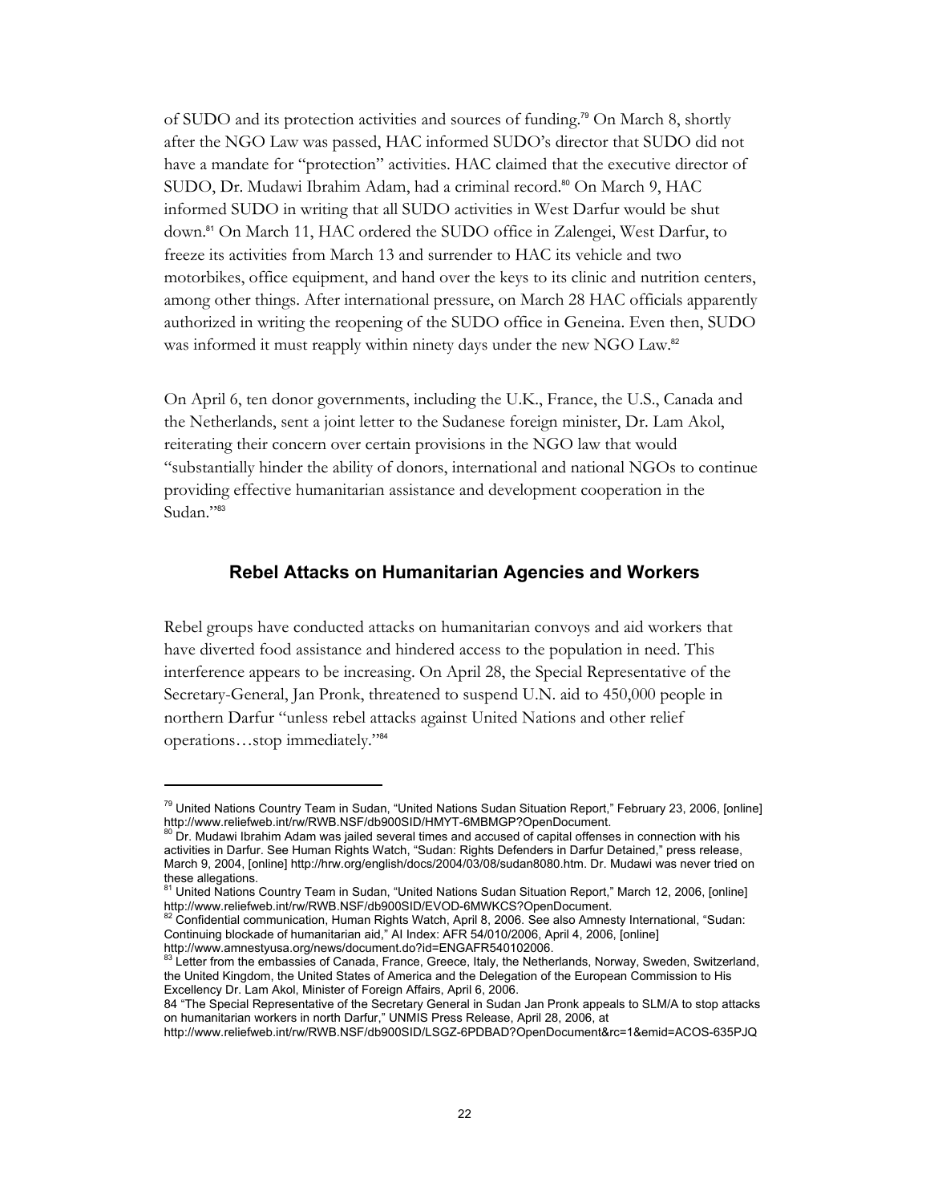of SUDO and its protection activities and sources of funding.[79] On March 8, shortly after the NGO Law was passed, HAC informed SUDO's director that SUDO did not have a mandate for "protection" activities. HAC claimed that the executive director of SUDO, Dr. Mudawi Ibrahim Adam, had a criminal record.[80] On March 9, HAC informed SUDO in writing that all SUDO activities in West Darfur would be shut down.[81] On March 11, HAC ordered the SUDO office in Zalengei, West Darfur, to freeze its activities from March 13 and surrender to HAC its vehicle and two motorbikes, office equipment, and hand over the keys to its clinic and nutrition centers, among other things. After international pressure, on March 28 HAC officials apparently authorized in writing the reopening of the SUDO office in Geneina. Even then, SUDO was informed it must reapply within ninety days under the new NGO Law.[82]

On April 6, ten donor governments, including the U.K., France, the U.S., Canada and the Netherlands, sent a joint letter to the Sudanese foreign minister, Dr. Lam Akol, reiterating their concern over certain provisions in the NGO law that would "substantially hinder the ability of donors, international and national NGOs to continue providing effective humanitarian assistance and development cooperation in the Sudan."[83]

## Rebel Attacks on Humanitarian Agencies and Workers

Rebel groups have conducted attacks on humanitarian convoys and aid workers that have diverted food assistance and hindered access to the population in need. This interference appears to be increasing. On April 28, the Special Representative of the Secretary-General, Jan Pronk, threatened to suspend U.N. aid to 450,000 people in northern Darfur "unless rebel attacks against United Nations and other relief operations…stop immediately."[84]

---

[79] United Nations Country Team in Sudan, "United Nations Sudan Situation Report," February 23, 2006, [online] http://www.reliefweb.int/rw/RWB.NSF/db900SID/HMYT-6MBMGP?OpenDocument.

[80] Dr. Mudawi Ibrahim Adam was jailed several times and accused of capital offenses in connection with his activities in Darfur. See Human Rights Watch, "Sudan: Rights Defenders in Darfur Detained," press release, March 9, 2004, [online] http://hrw.org/english/docs/2004/03/08/sudan8080.htm. Dr. Mudawi was never tried on these allegations.

[81] United Nations Country Team in Sudan, "United Nations Sudan Situation Report," March 12, 2006, [online] http://www.reliefweb.int/rw/RWB.NSF/db900SID/EVOD-6MWKCS?OpenDocument.

[82] Confidential communication, Human Rights Watch, April 8, 2006. See also Amnesty International, "Sudan: Continuing blockade of humanitarian aid," AI Index: AFR 54/010/2006, April 4, 2006, [online] http://www.amnestyusa.org/news/document.do?id=ENGAFR540102006.

[83] Letter from the embassies of Canada, France, Greece, Italy, the Netherlands, Norway, Sweden, Switzerland, the United Kingdom, the United States of America and the Delegation of the European Commission to His Excellency Dr. Lam Akol, Minister of Foreign Affairs, April 6, 2006.

84 "The Special Representative of the Secretary General in Sudan Jan Pronk appeals to SLM/A to stop attacks on humanitarian workers in north Darfur," UNMIS Press Release, April 28, 2006, at http://www.reliefweb.int/rw/RWB.NSF/db900SID/LSGZ-6PDBAD?OpenDocument&rc=1&emid=ACOS-635PJQ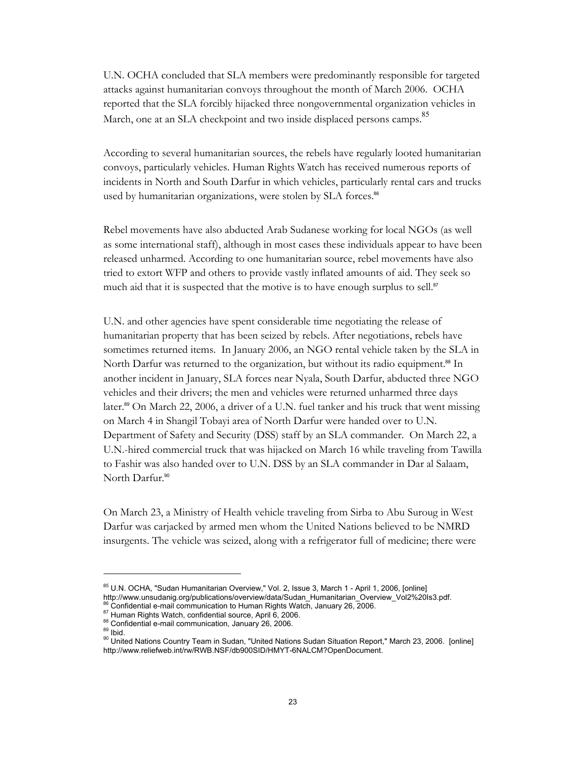U.N. OCHA concluded that SLA members were predominantly responsible for targeted attacks against humanitarian convoys throughout the month of March 2006. OCHA reported that the SLA forcibly hijacked three nongovernmental organization vehicles in March, one at an SLA checkpoint and two inside displaced persons camps.[85]

According to several humanitarian sources, the rebels have regularly looted humanitarian convoys, particularly vehicles. Human Rights Watch has received numerous reports of incidents in North and South Darfur in which vehicles, particularly rental cars and trucks used by humanitarian organizations, were stolen by SLA forces.[86]

Rebel movements have also abducted Arab Sudanese working for local NGOs (as well as some international staff), although in most cases these individuals appear to have been released unharmed. According to one humanitarian source, rebel movements have also tried to extort WFP and others to provide vastly inflated amounts of aid. They seek so much aid that it is suspected that the motive is to have enough surplus to sell.[87]

U.N. and other agencies have spent considerable time negotiating the release of humanitarian property that has been seized by rebels. After negotiations, rebels have sometimes returned items. In January 2006, an NGO rental vehicle taken by the SLA in North Darfur was returned to the organization, but without its radio equipment.[88] In another incident in January, SLA forces near Nyala, South Darfur, abducted three NGO vehicles and their drivers; the men and vehicles were returned unharmed three days later.[89] On March 22, 2006, a driver of a U.N. fuel tanker and his truck that went missing on March 4 in Shangil Tobayi area of North Darfur were handed over to U.N. Department of Safety and Security (DSS) staff by an SLA commander. On March 22, a U.N.-hired commercial truck that was hijacked on March 16 while traveling from Tawilla to Fashir was also handed over to U.N. DSS by an SLA commander in Dar al Salaam, North Darfur.[90]

On March 23, a Ministry of Health vehicle traveling from Sirba to Abu Suroug in West Darfur was carjacked by armed men whom the United Nations believed to be NMRD insurgents. The vehicle was seized, along with a refrigerator full of medicine; there were

---

[85] U.N. OCHA, "Sudan Humanitarian Overview," Vol. 2, Issue 3, March 1 - April 1, 2006, [online] http://www.unsudanig.org/publications/overview/data/Sudan_Humanitarian_Overview_Vol2%20Is3.pdf.

[86] Confidential e-mail communication to Human Rights Watch, January 26, 2006.

[87] Human Rights Watch, confidential source, April 6, 2006.

[88] Confidential e-mail communication, January 26, 2006.

[89] Ibid.

[90] United Nations Country Team in Sudan, "United Nations Sudan Situation Report," March 23, 2006. [online] http://www.reliefweb.int/rw/RWB.NSF/db900SID/HMYT-6NALCM?OpenDocument.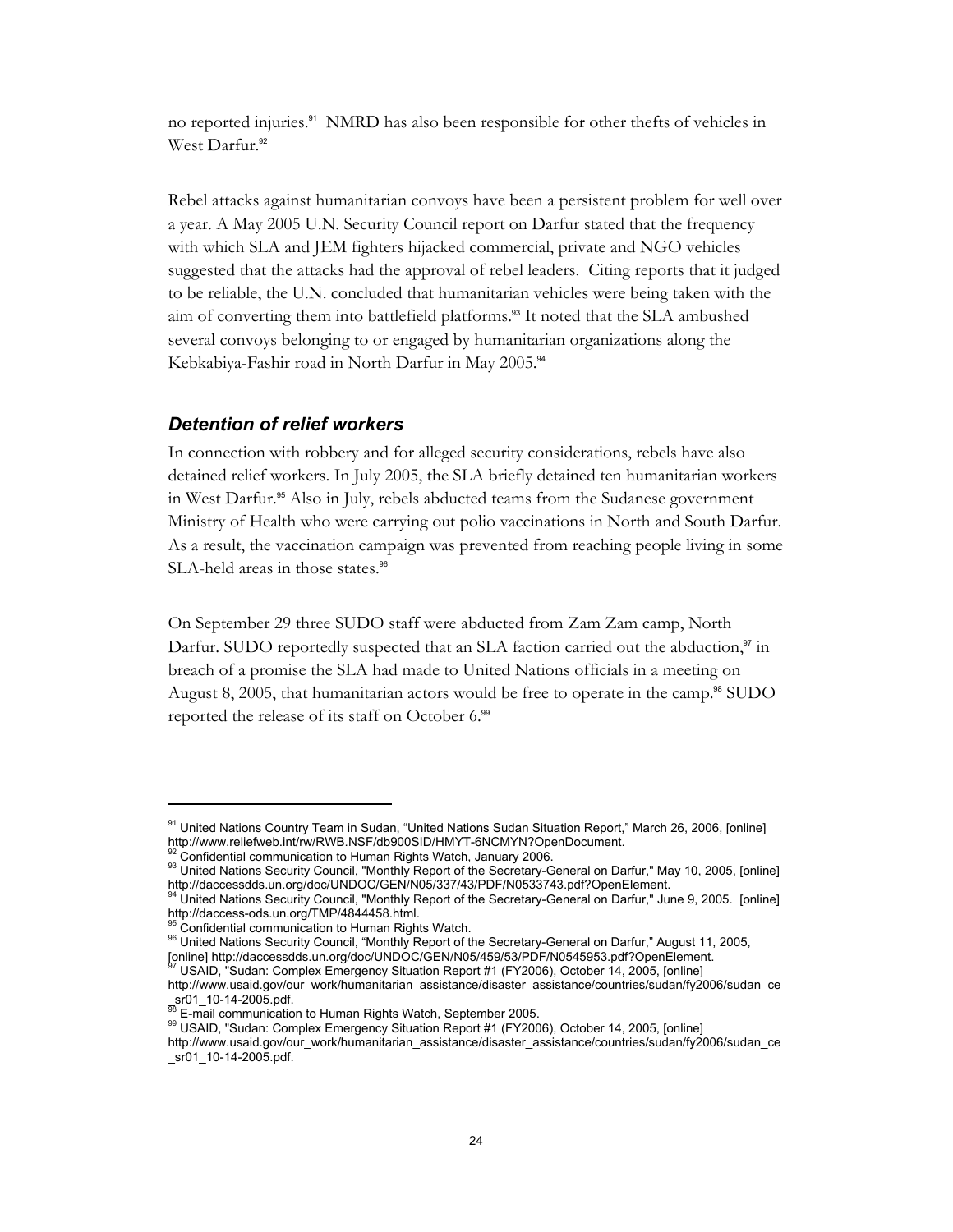no reported injuries.[91] NMRD has also been responsible for other thefts of vehicles in West Darfur.[92]

Rebel attacks against humanitarian convoys have been a persistent problem for well over a year. A May 2005 U.N. Security Council report on Darfur stated that the frequency with which SLA and JEM fighters hijacked commercial, private and NGO vehicles suggested that the attacks had the approval of rebel leaders. Citing reports that it judged to be reliable, the U.N. concluded that humanitarian vehicles were being taken with the aim of converting them into battlefield platforms.[93] It noted that the SLA ambushed several convoys belonging to or engaged by humanitarian organizations along the Kebkabiya-Fashir road in North Darfur in May 2005.[94]

### *Detention of relief workers*

In connection with robbery and for alleged security considerations, rebels have also detained relief workers. In July 2005, the SLA briefly detained ten humanitarian workers in West Darfur.[95] Also in July, rebels abducted teams from the Sudanese government Ministry of Health who were carrying out polio vaccinations in North and South Darfur. As a result, the vaccination campaign was prevented from reaching people living in some SLA-held areas in those states.[96]

On September 29 three SUDO staff were abducted from Zam Zam camp, North Darfur. SUDO reportedly suspected that an SLA faction carried out the abduction,[97] in breach of a promise the SLA had made to United Nations officials in a meeting on August 8, 2005, that humanitarian actors would be free to operate in the camp.[98] SUDO reported the release of its staff on October 6.[99]

---

[91] United Nations Country Team in Sudan, "United Nations Sudan Situation Report," March 26, 2006, [online] http://www.reliefweb.int/rw/RWB.NSF/db900SID/HMYT-6NCMYN?OpenDocument.

[92] Confidential communication to Human Rights Watch, January 2006.

[93] United Nations Security Council, "Monthly Report of the Secretary-General on Darfur," May 10, 2005, [online] http://daccessdds.un.org/doc/UNDOC/GEN/N05/337/43/PDF/N0533743.pdf?OpenElement.

[94] United Nations Security Council, "Monthly Report of the Secretary-General on Darfur," June 9, 2005. [online] http://daccess-ods.un.org/TMP/4844458.html.

[95] Confidential communication to Human Rights Watch.

[96] United Nations Security Council, "Monthly Report of the Secretary-General on Darfur," August 11, 2005, [online] http://daccessdds.un.org/doc/UNDOC/GEN/N05/459/53/PDF/N0545953.pdf?OpenElement.

[97] USAID, "Sudan: Complex Emergency Situation Report #1 (FY2006), October 14, 2005, [online] http://www.usaid.gov/our_work/humanitarian_assistance/disaster_assistance/countries/sudan/fy2006/sudan_ce_sr01_10-14-2005.pdf.

[98] E-mail communication to Human Rights Watch, September 2005.

[99] USAID, "Sudan: Complex Emergency Situation Report #1 (FY2006), October 14, 2005, [online] http://www.usaid.gov/our_work/humanitarian_assistance/disaster_assistance/countries/sudan/fy2006/sudan_ce_sr01_10-14-2005.pdf.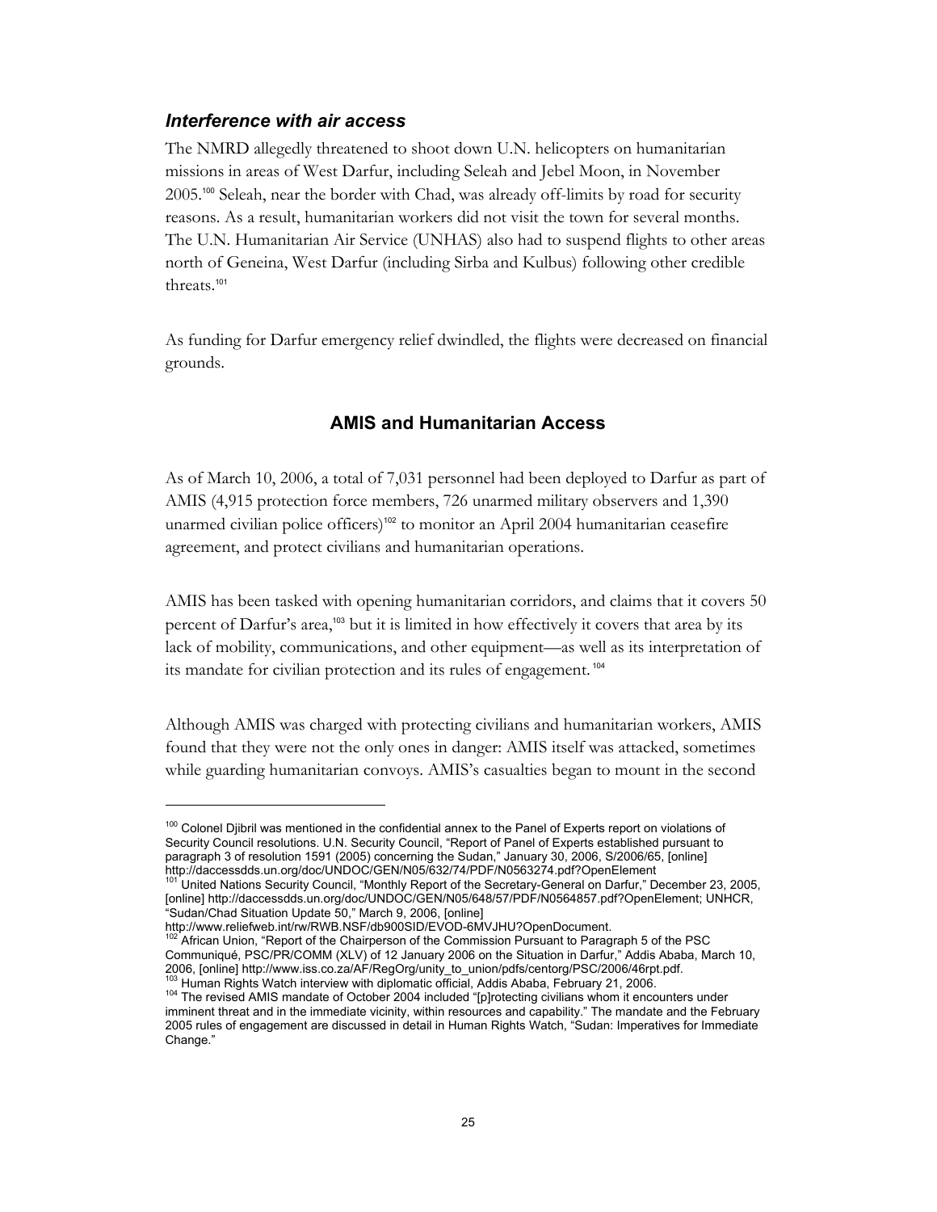### *Interference with air access*

The NMRD allegedly threatened to shoot down U.N. helicopters on humanitarian missions in areas of West Darfur, including Seleah and Jebel Moon, in November 2005.[100] Seleah, near the border with Chad, was already off-limits by road for security reasons. As a result, humanitarian workers did not visit the town for several months. The U.N. Humanitarian Air Service (UNHAS) also had to suspend flights to other areas north of Geneina, West Darfur (including Sirba and Kulbus) following other credible threats.[101]

As funding for Darfur emergency relief dwindled, the flights were decreased on financial grounds.

## AMIS and Humanitarian Access

As of March 10, 2006, a total of 7,031 personnel had been deployed to Darfur as part of AMIS (4,915 protection force members, 726 unarmed military observers and 1,390 unarmed civilian police officers)[102] to monitor an April 2004 humanitarian ceasefire agreement, and protect civilians and humanitarian operations.

AMIS has been tasked with opening humanitarian corridors, and claims that it covers 50 percent of Darfur's area,[103] but it is limited in how effectively it covers that area by its lack of mobility, communications, and other equipment—as well as its interpretation of its mandate for civilian protection and its rules of engagement.[104]

Although AMIS was charged with protecting civilians and humanitarian workers, AMIS found that they were not the only ones in danger: AMIS itself was attacked, sometimes while guarding humanitarian convoys. AMIS's casualties began to mount in the second

---

[100] Colonel Djibril was mentioned in the confidential annex to the Panel of Experts report on violations of Security Council resolutions. U.N. Security Council, "Report of Panel of Experts established pursuant to paragraph 3 of resolution 1591 (2005) concerning the Sudan," January 30, 2006, S/2006/65, [online] http://daccessdds.un.org/doc/UNDOC/GEN/N05/632/74/PDF/N0563274.pdf?OpenElement

[101] United Nations Security Council, "Monthly Report of the Secretary-General on Darfur," December 23, 2005, [online] http://daccessdds.un.org/doc/UNDOC/GEN/N05/648/57/PDF/N0564857.pdf?OpenElement; UNHCR, "Sudan/Chad Situation Update 50," March 9, 2006, [online] http://www.reliefweb.int/rw/RWB.NSF/db900SID/EVOD-6MVJHU?OpenDocument.

[102] African Union, "Report of the Chairperson of the Commission Pursuant to Paragraph 5 of the PSC Communiqué, PSC/PR/COMM (XLV) of 12 January 2006 on the Situation in Darfur," Addis Ababa, March 10, 2006, [online] http://www.iss.co.za/AF/RegOrg/unity_to_union/pdfs/centorg/PSC/2006/46rpt.pdf.

[103] Human Rights Watch interview with diplomatic official, Addis Ababa, February 21, 2006.

[104] The revised AMIS mandate of October 2004 included "[p]rotecting civilians whom it encounters under imminent threat and in the immediate vicinity, within resources and capability." The mandate and the February 2005 rules of engagement are discussed in detail in Human Rights Watch, "Sudan: Imperatives for Immediate Change."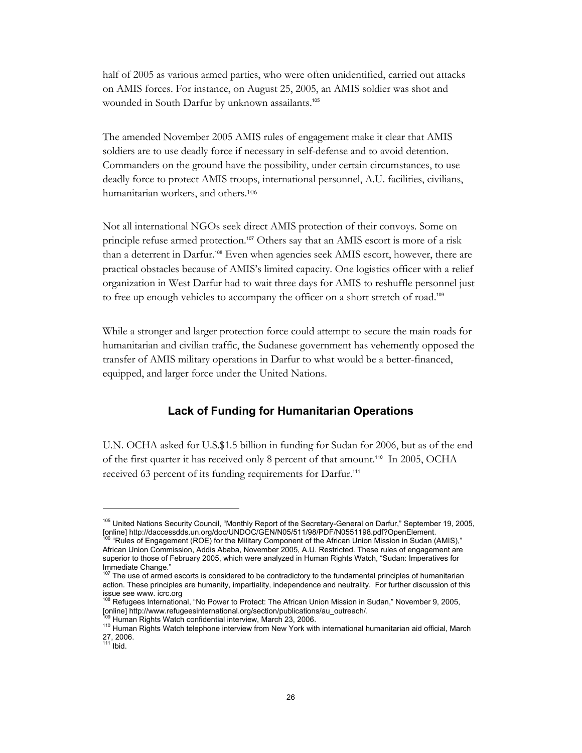half of 2005 as various armed parties, who were often unidentified, carried out attacks on AMIS forces. For instance, on August 25, 2005, an AMIS soldier was shot and wounded in South Darfur by unknown assailants.[105]

The amended November 2005 AMIS rules of engagement make it clear that AMIS soldiers are to use deadly force if necessary in self-defense and to avoid detention. Commanders on the ground have the possibility, under certain circumstances, to use deadly force to protect AMIS troops, international personnel, A.U. facilities, civilians, humanitarian workers, and others.[106]

Not all international NGOs seek direct AMIS protection of their convoys. Some on principle refuse armed protection.[107] Others say that an AMIS escort is more of a risk than a deterrent in Darfur.[108] Even when agencies seek AMIS escort, however, there are practical obstacles because of AMIS's limited capacity. One logistics officer with a relief organization in West Darfur had to wait three days for AMIS to reshuffle personnel just to free up enough vehicles to accompany the officer on a short stretch of road.[109]

While a stronger and larger protection force could attempt to secure the main roads for humanitarian and civilian traffic, the Sudanese government has vehemently opposed the transfer of AMIS military operations in Darfur to what would be a better-financed, equipped, and larger force under the United Nations.

## Lack of Funding for Humanitarian Operations

U.N. OCHA asked for U.S.$1.5 billion in funding for Sudan for 2006, but as of the end of the first quarter it has received only 8 percent of that amount.[110] In 2005, OCHA received 63 percent of its funding requirements for Darfur.[111]

---

[105] United Nations Security Council, "Monthly Report of the Secretary-General on Darfur," September 19, 2005, [online] http://daccessdds.un.org/doc/UNDOC/GEN/N05/511/98/PDF/N0551198.pdf?OpenElement.

[106] "Rules of Engagement (ROE) for the Military Component of the African Union Mission in Sudan (AMIS)," African Union Commission, Addis Ababa, November 2005, A.U. Restricted. These rules of engagement are superior to those of February 2005, which were analyzed in Human Rights Watch, "Sudan: Imperatives for Immediate Change."

[107] The use of armed escorts is considered to be contradictory to the fundamental principles of humanitarian action. These principles are humanity, impartiality, independence and neutrality. For further discussion of this issue see www. icrc.org

[108] Refugees International, "No Power to Protect: The African Union Mission in Sudan," November 9, 2005, [online] http://www.refugeesinternational.org/section/publications/au_outreach/.

[109] Human Rights Watch confidential interview, March 23, 2006.

[110] Human Rights Watch telephone interview from New York with international humanitarian aid official, March 27, 2006.

[111] Ibid.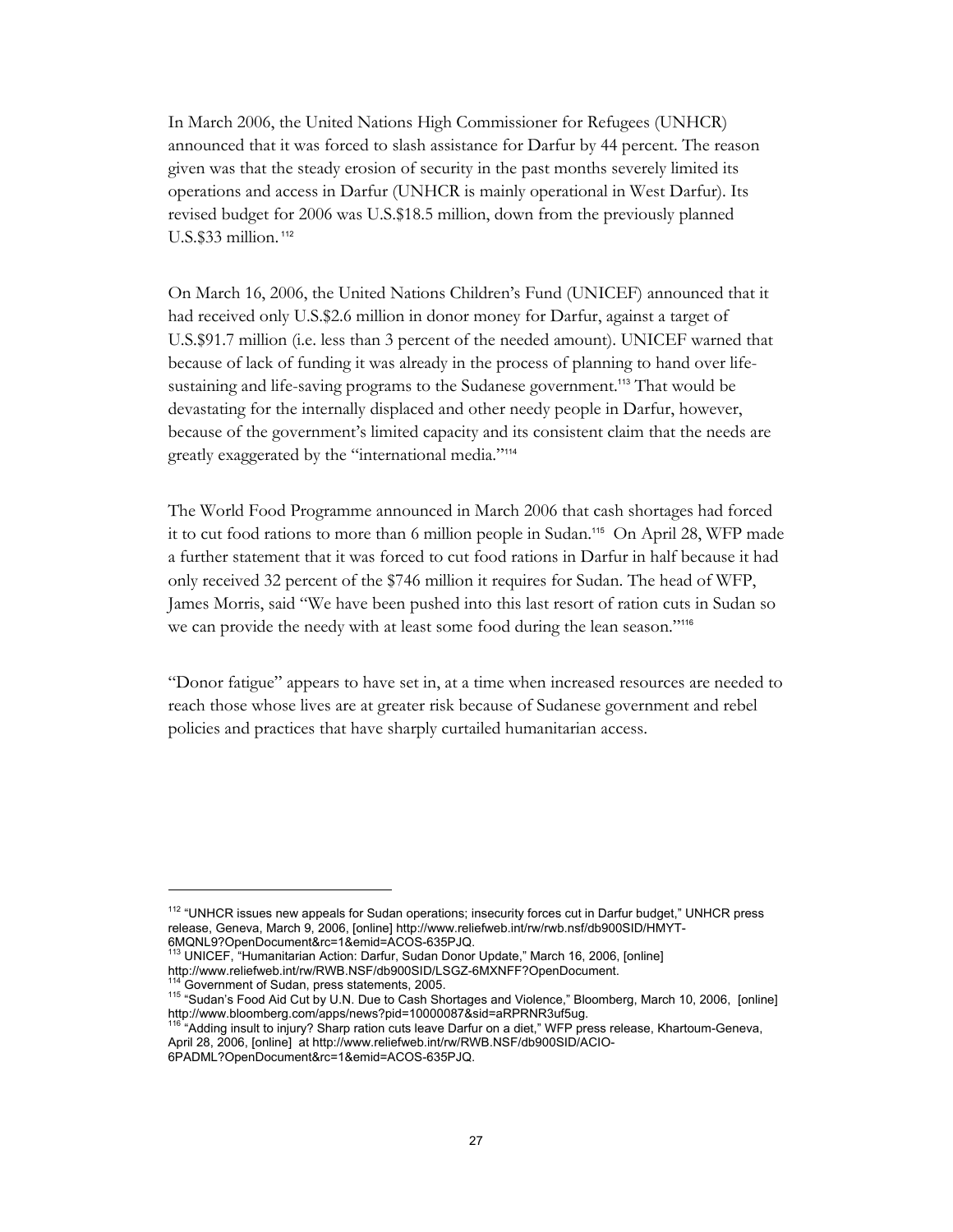In March 2006, the United Nations High Commissioner for Refugees (UNHCR) announced that it was forced to slash assistance for Darfur by 44 percent. The reason given was that the steady erosion of security in the past months severely limited its operations and access in Darfur (UNHCR is mainly operational in West Darfur). Its revised budget for 2006 was U.S.$18.5 million, down from the previously planned U.S.$33 million.[112]

On March 16, 2006, the United Nations Children's Fund (UNICEF) announced that it had received only U.S.$2.6 million in donor money for Darfur, against a target of U.S.$91.7 million (i.e. less than 3 percent of the needed amount). UNICEF warned that because of lack of funding it was already in the process of planning to hand over life-sustaining and life-saving programs to the Sudanese government.[113] That would be devastating for the internally displaced and other needy people in Darfur, however, because of the government's limited capacity and its consistent claim that the needs are greatly exaggerated by the "international media."[114]

The World Food Programme announced in March 2006 that cash shortages had forced it to cut food rations to more than 6 million people in Sudan.[115] On April 28, WFP made a further statement that it was forced to cut food rations in Darfur in half because it had only received 32 percent of the $746 million it requires for Sudan. The head of WFP, James Morris, said "We have been pushed into this last resort of ration cuts in Sudan so we can provide the needy with at least some food during the lean season."[116]

"Donor fatigue" appears to have set in, at a time when increased resources are needed to reach those whose lives are at greater risk because of Sudanese government and rebel policies and practices that have sharply curtailed humanitarian access.

---

[112] "UNHCR issues new appeals for Sudan operations; insecurity forces cut in Darfur budget," UNHCR press release, Geneva, March 9, 2006, [online] http://www.reliefweb.int/rw/rwb.nsf/db900SID/HMYT-6MQNL9?OpenDocument&rc=1&emid=ACOS-635PJQ.

[113] UNICEF, "Humanitarian Action: Darfur, Sudan Donor Update," March 16, 2006, [online] http://www.reliefweb.int/rw/RWB.NSF/db900SID/LSGZ-6MXNFF?OpenDocument.

[114] Government of Sudan, press statements, 2005.

[115] "Sudan's Food Aid Cut by U.N. Due to Cash Shortages and Violence," Bloomberg, March 10, 2006, [online] http://www.bloomberg.com/apps/news?pid=10000087&sid=aRPRNR3uf5ug.

[116] "Adding insult to injury? Sharp ration cuts leave Darfur on a diet," WFP press release, Khartoum-Geneva, April 28, 2006, [online] at http://www.reliefweb.int/rw/RWB.NSF/db900SID/ACIO-6PADML?OpenDocument&rc=1&emid=ACOS-635PJQ.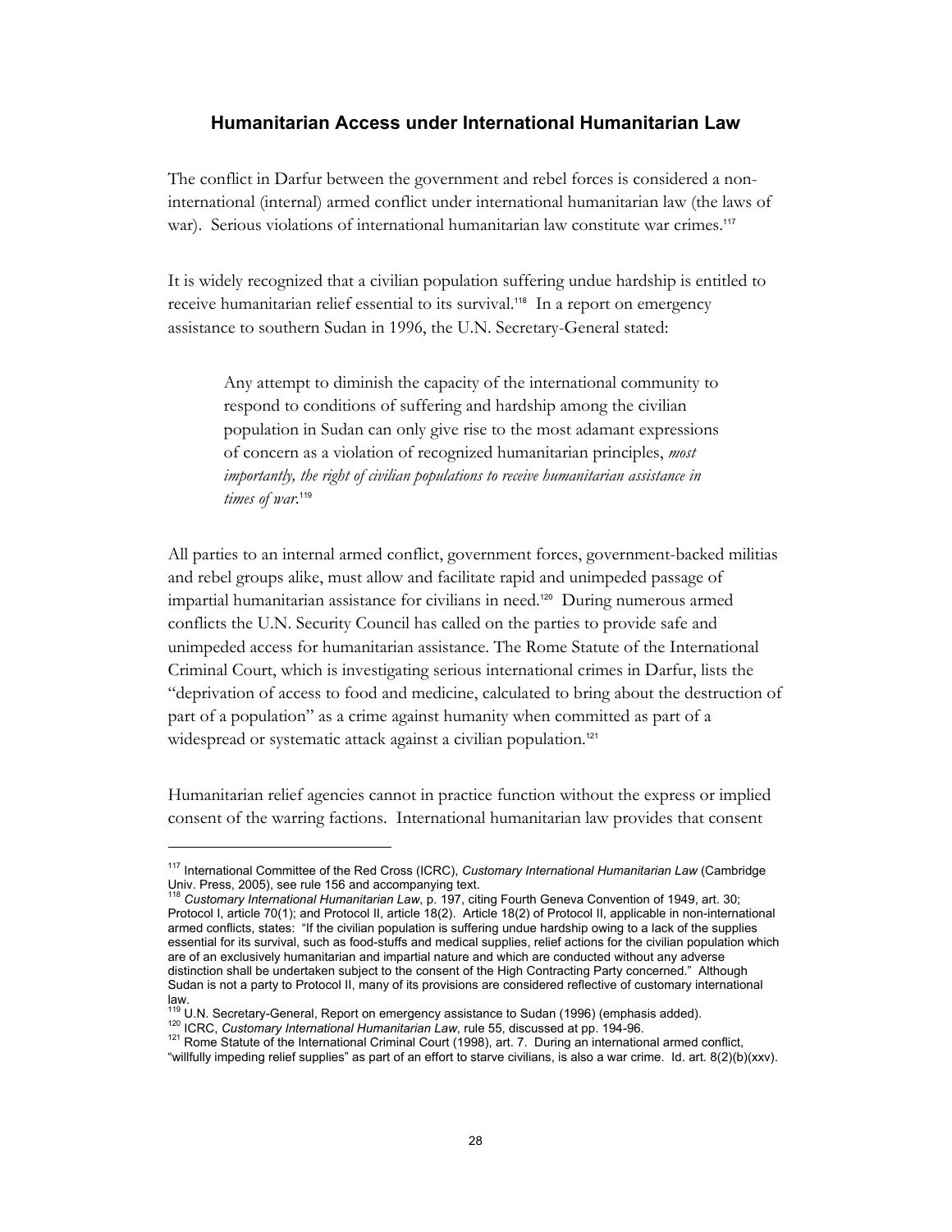## Humanitarian Access under International Humanitarian Law

The conflict in Darfur between the government and rebel forces is considered a non-international (internal) armed conflict under international humanitarian law (the laws of war). Serious violations of international humanitarian law constitute war crimes.[117]

It is widely recognized that a civilian population suffering undue hardship is entitled to receive humanitarian relief essential to its survival.[118] In a report on emergency assistance to southern Sudan in 1996, the U.N. Secretary-General stated:

> Any attempt to diminish the capacity of the international community to respond to conditions of suffering and hardship among the civilian population in Sudan can only give rise to the most adamant expressions of concern as a violation of recognized humanitarian principles, *most importantly, the right of civilian populations to receive humanitarian assistance in times of war*.[119]

All parties to an internal armed conflict, government forces, government-backed militias and rebel groups alike, must allow and facilitate rapid and unimpeded passage of impartial humanitarian assistance for civilians in need.[120] During numerous armed conflicts the U.N. Security Council has called on the parties to provide safe and unimpeded access for humanitarian assistance. The Rome Statute of the International Criminal Court, which is investigating serious international crimes in Darfur, lists the "deprivation of access to food and medicine, calculated to bring about the destruction of part of a population" as a crime against humanity when committed as part of a widespread or systematic attack against a civilian population.[121]

Humanitarian relief agencies cannot in practice function without the express or implied consent of the warring factions. International humanitarian law provides that consent

---

[117] International Committee of the Red Cross (ICRC), *Customary International Humanitarian Law* (Cambridge Univ. Press, 2005), see rule 156 and accompanying text.

[118] *Customary International Humanitarian Law*, p. 197, citing Fourth Geneva Convention of 1949, art. 30; Protocol I, article 70(1); and Protocol II, article 18(2). Article 18(2) of Protocol II, applicable in non-international armed conflicts, states: "If the civilian population is suffering undue hardship owing to a lack of the supplies essential for its survival, such as food-stuffs and medical supplies, relief actions for the civilian population which are of an exclusively humanitarian and impartial nature and which are conducted without any adverse distinction shall be undertaken subject to the consent of the High Contracting Party concerned." Although Sudan is not a party to Protocol II, many of its provisions are considered reflective of customary international law.

[119] U.N. Secretary-General, Report on emergency assistance to Sudan (1996) (emphasis added).

[120] ICRC, *Customary International Humanitarian Law*, rule 55, discussed at pp. 194-96.

[121] Rome Statute of the International Criminal Court (1998), art. 7. During an international armed conflict, "willfully impeding relief supplies" as part of an effort to starve civilians, is also a war crime. Id. art. 8(2)(b)(xxv).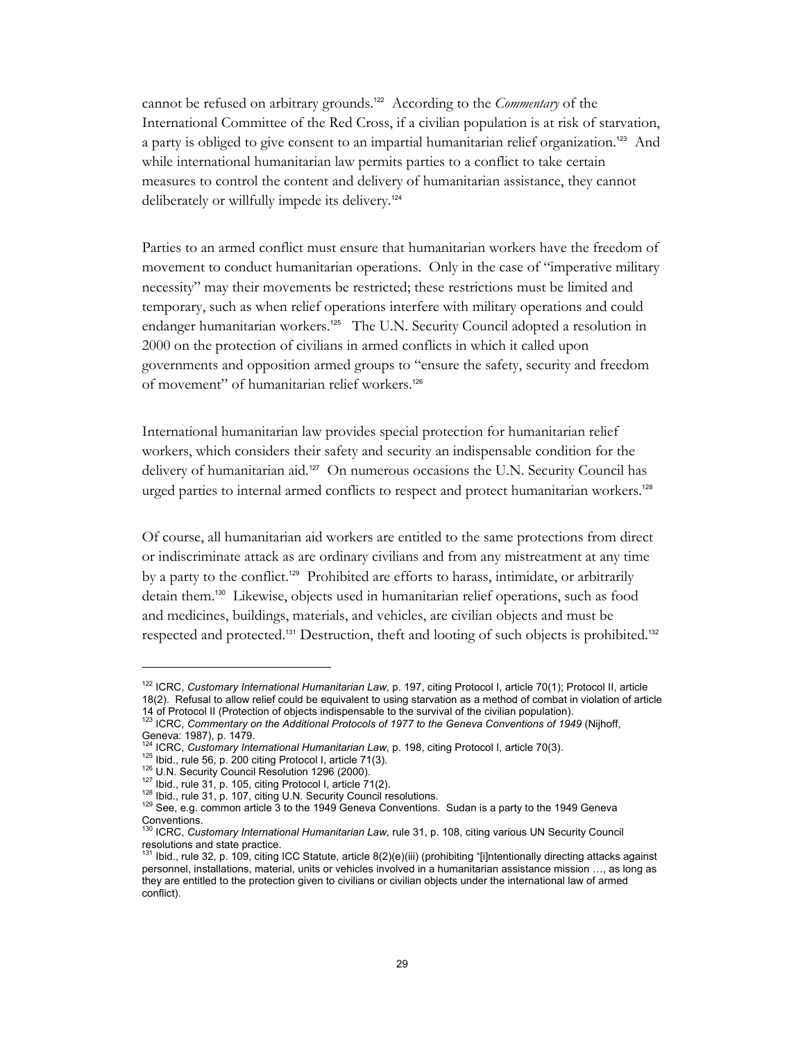cannot be refused on arbitrary grounds.[122] According to the *Commentary* of the International Committee of the Red Cross, if a civilian population is at risk of starvation, a party is obliged to give consent to an impartial humanitarian relief organization.[123] And while international humanitarian law permits parties to a conflict to take certain measures to control the content and delivery of humanitarian assistance, they cannot deliberately or willfully impede its delivery.[124]

Parties to an armed conflict must ensure that humanitarian workers have the freedom of movement to conduct humanitarian operations. Only in the case of "imperative military necessity" may their movements be restricted; these restrictions must be limited and temporary, such as when relief operations interfere with military operations and could endanger humanitarian workers.[125] The U.N. Security Council adopted a resolution in 2000 on the protection of civilians in armed conflicts in which it called upon governments and opposition armed groups to "ensure the safety, security and freedom of movement" of humanitarian relief workers.[126]

International humanitarian law provides special protection for humanitarian relief workers, which considers their safety and security an indispensable condition for the delivery of humanitarian aid.[127] On numerous occasions the U.N. Security Council has urged parties to internal armed conflicts to respect and protect humanitarian workers.[128]

Of course, all humanitarian aid workers are entitled to the same protections from direct or indiscriminate attack as are ordinary civilians and from any mistreatment at any time by a party to the conflict.[129] Prohibited are efforts to harass, intimidate, or arbitrarily detain them.[130] Likewise, objects used in humanitarian relief operations, such as food and medicines, buildings, materials, and vehicles, are civilian objects and must be respected and protected.[131] Destruction, theft and looting of such objects is prohibited.[132]

---

[122] ICRC, *Customary International Humanitarian Law*, p. 197, citing Protocol I, article 70(1); Protocol II, article 18(2). Refusal to allow relief could be equivalent to using starvation as a method of combat in violation of article 14 of Protocol II (Protection of objects indispensable to the survival of the civilian population).

[123] ICRC, *Commentary on the Additional Protocols of 1977 to the Geneva Conventions of 1949* (Nijhoff, Geneva: 1987), p. 1479.

[124] ICRC, *Customary International Humanitarian Law*, p. 198, citing Protocol I, article 70(3).

[125] Ibid., rule 56, p. 200 citing Protocol I, article 71(3).

[126] U.N. Security Council Resolution 1296 (2000).

[127] Ibid., rule 31, p. 105, citing Protocol I, article 71(2).

[128] Ibid., rule 31, p. 107, citing U.N. Security Council resolutions.

[129] See, e.g. common article 3 to the 1949 Geneva Conventions. Sudan is a party to the 1949 Geneva Conventions.

[130] ICRC, *Customary International Humanitarian Law*, rule 31, p. 108, citing various UN Security Council resolutions and state practice.

[131] Ibid., rule 32, p. 109, citing ICC Statute, article 8(2)(e)(iii) (prohibiting "[i]ntentionally directing attacks against personnel, installations, material, units or vehicles involved in a humanitarian assistance mission …, as long as they are entitled to the protection given to civilians or civilian objects under the international law of armed conflict).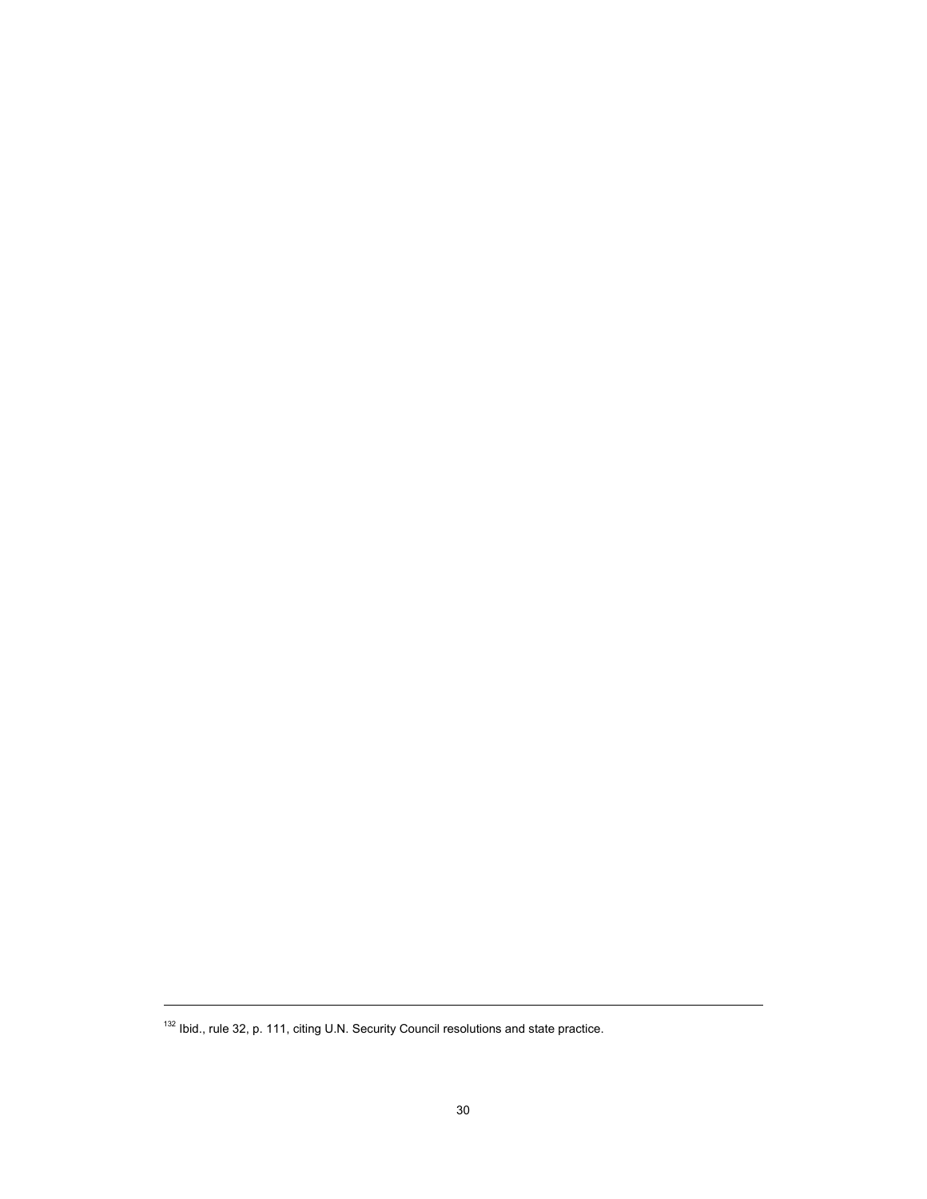[132] Ibid., rule 32, p. 111, citing U.N. Security Council resolutions and state practice.